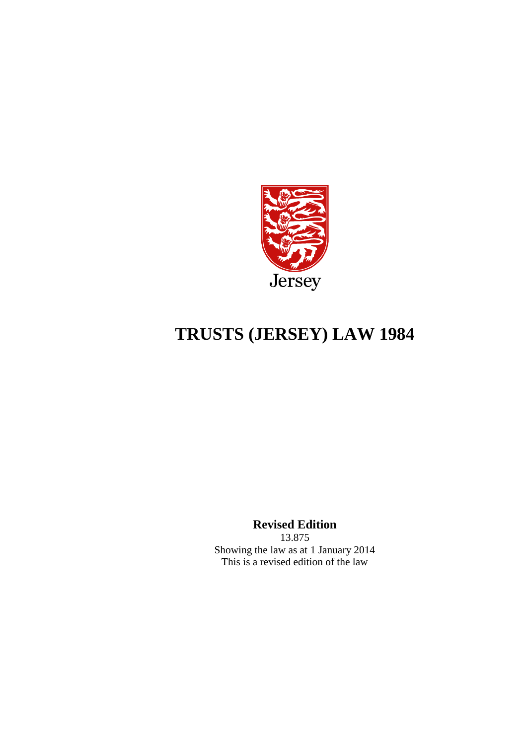Jersey

# TRUSTS (JERSEY) LAW 1984

**Revised Edition**

13.875

Showing the law as at 1 January 2014

This is a revised edition of the law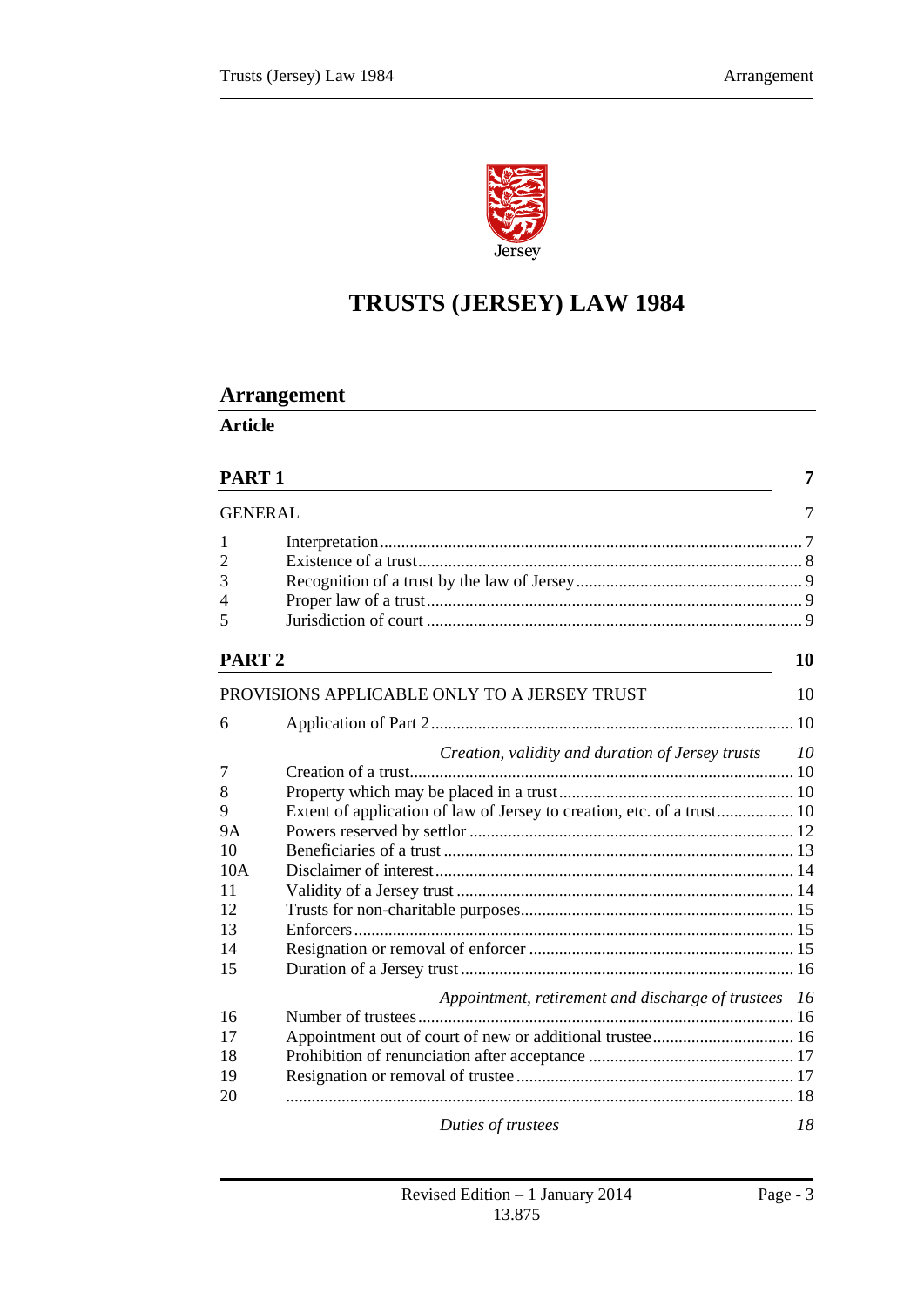# TRUSTS (JERSEY) LAW 1984

## Arrangement

**Article**

| | | |
|---|---|---|
| **PART 1** | | **7** |
| GENERAL | | 7 |
| 1 | Interpretation | 7 |
| 2 | Existence of a trust | 8 |
| 3 | Recognition of a trust by the law of Jersey | 9 |
| 4 | Proper law of a trust | 9 |
| 5 | Jurisdiction of court | 9 |
| **PART 2** | | **10** |
| PROVISIONS APPLICABLE ONLY TO A JERSEY TRUST | | 10 |
| 6 | Application of Part 2 | 10 |
| | *Creation, validity and duration of Jersey trusts* | *10* |
| 7 | Creation of a trust | 10 |
| 8 | Property which may be placed in a trust | 10 |
| 9 | Extent of application of law of Jersey to creation, etc. of a trust | 10 |
| 9A | Powers reserved by settlor | 12 |
| 10 | Beneficiaries of a trust | 13 |
| 10A | Disclaimer of interest | 14 |
| 11 | Validity of a Jersey trust | 14 |
| 12 | Trusts for non-charitable purposes | 15 |
| 13 | Enforcers | 15 |
| 14 | Resignation or removal of enforcer | 15 |
| 15 | Duration of a Jersey trust | 16 |
| | *Appointment, retirement and discharge of trustees* | *16* |
| 16 | Number of trustees | 16 |
| 17 | Appointment out of court of new or additional trustee | 16 |
| 18 | Prohibition of renunciation after acceptance | 17 |
| 19 | Resignation or removal of trustee | 17 |
| 20 | | 18 |
| | *Duties of trustees* | *18* |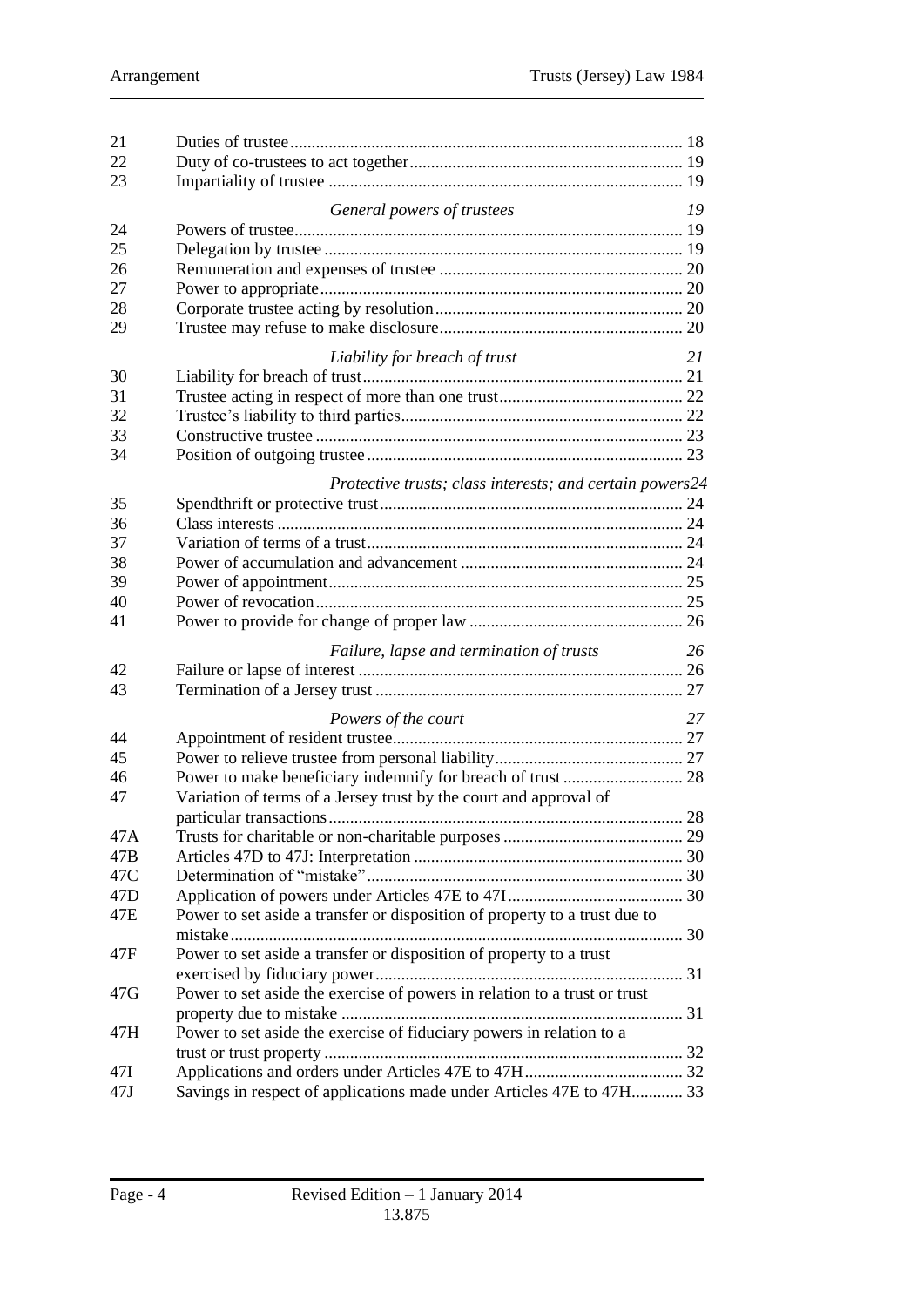| | | |
|---|---|---|
| 21 | Duties of trustee | 18 |
| 22 | Duty of co-trustees to act together | 19 |
| 23 | Impartiality of trustee | 19 |
| | *General powers of trustees* | *19* |
| 24 | Powers of trustee | 19 |
| 25 | Delegation by trustee | 19 |
| 26 | Remuneration and expenses of trustee | 20 |
| 27 | Power to appropriate | 20 |
| 28 | Corporate trustee acting by resolution | 20 |
| 29 | Trustee may refuse to make disclosure | 20 |
| | *Liability for breach of trust* | *21* |
| 30 | Liability for breach of trust | 21 |
| 31 | Trustee acting in respect of more than one trust | 22 |
| 32 | Trustee's liability to third parties | 22 |
| 33 | Constructive trustee | 23 |
| 34 | Position of outgoing trustee | 23 |
| | *Protective trusts; class interests; and certain powers* | *24* |
| 35 | Spendthrift or protective trust | 24 |
| 36 | Class interests | 24 |
| 37 | Variation of terms of a trust | 24 |
| 38 | Power of accumulation and advancement | 24 |
| 39 | Power of appointment | 25 |
| 40 | Power of revocation | 25 |
| 41 | Power to provide for change of proper law | 26 |
| | *Failure, lapse and termination of trusts* | *26* |
| 42 | Failure or lapse of interest | 26 |
| 43 | Termination of a Jersey trust | 27 |
| | *Powers of the court* | *27* |
| 44 | Appointment of resident trustee | 27 |
| 45 | Power to relieve trustee from personal liability | 27 |
| 46 | Power to make beneficiary indemnify for breach of trust | 28 |
| 47 | Variation of terms of a Jersey trust by the court and approval of particular transactions | 28 |
| 47A | Trusts for charitable or non-charitable purposes | 29 |
| 47B | Articles 47D to 47J: Interpretation | 30 |
| 47C | Determination of "mistake" | 30 |
| 47D | Application of powers under Articles 47E to 47I | 30 |
| 47E | Power to set aside a transfer or disposition of property to a trust due to mistake | 30 |
| 47F | Power to set aside a transfer or disposition of property to a trust exercised by fiduciary power | 31 |
| 47G | Power to set aside the exercise of powers in relation to a trust or trust property due to mistake | 31 |
| 47H | Power to set aside the exercise of fiduciary powers in relation to a trust or trust property | 32 |
| 47I | Applications and orders under Articles 47E to 47H | 32 |
| 47J | Savings in respect of applications made under Articles 47E to 47H | 33 |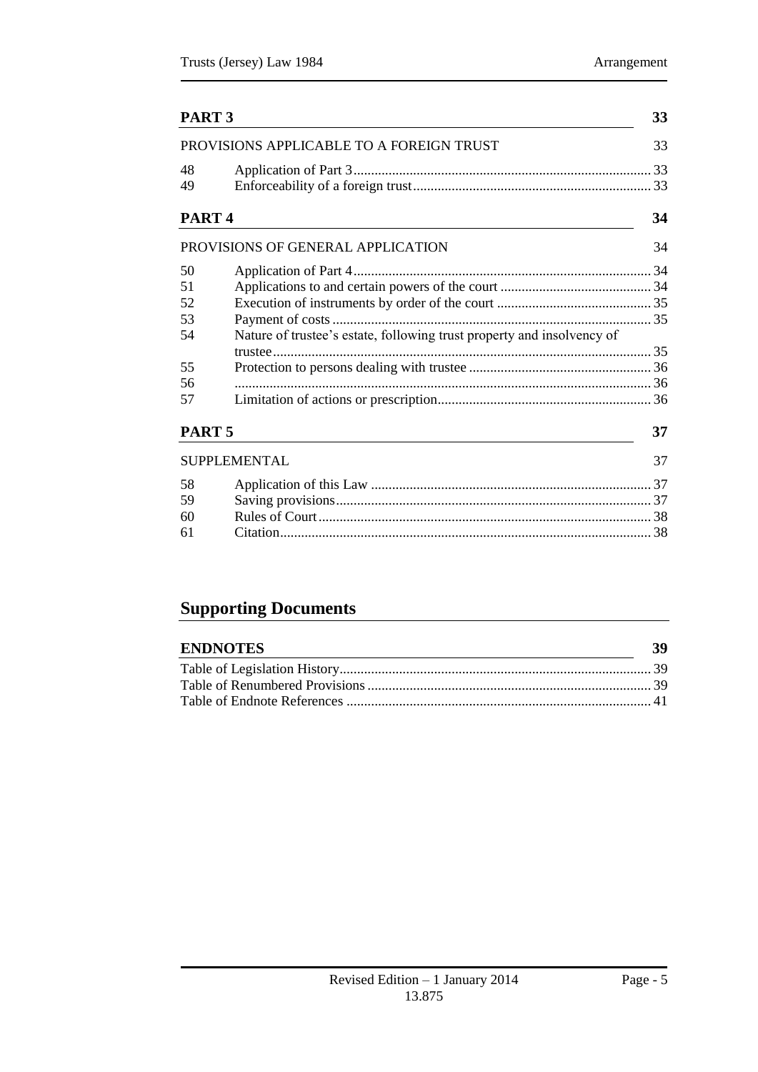**PART 3** 33

PROVISIONS APPLICABLE TO A FOREIGN TRUST 33

| | | |
|---|---|---|
| 48 | Application of Part 3 | 33 |
| 49 | Enforceability of a foreign trust | 33 |

**PART 4** 34

PROVISIONS OF GENERAL APPLICATION 34

| | | |
|---|---|---|
| 50 | Application of Part 4 | 34 |
| 51 | Applications to and certain powers of the court | 34 |
| 52 | Execution of instruments by order of the court | 35 |
| 53 | Payment of costs | 35 |
| 54 | Nature of trustee's estate, following trust property and insolvency of trustee | 35 |
| 55 | Protection to persons dealing with trustee | 36 |
| 56 | | 36 |
| 57 | Limitation of actions or prescription | 36 |

**PART 5** 37

SUPPLEMENTAL 37

| | | |
|---|---|---|
| 58 | Application of this Law | 37 |
| 59 | Saving provisions | 37 |
| 60 | Rules of Court | 38 |
| 61 | Citation | 38 |

## Supporting Documents

**ENDNOTES** 39

| | |
|---|---|
| Table of Legislation History | 39 |
| Table of Renumbered Provisions | 39 |
| Table of Endnote References | 41 |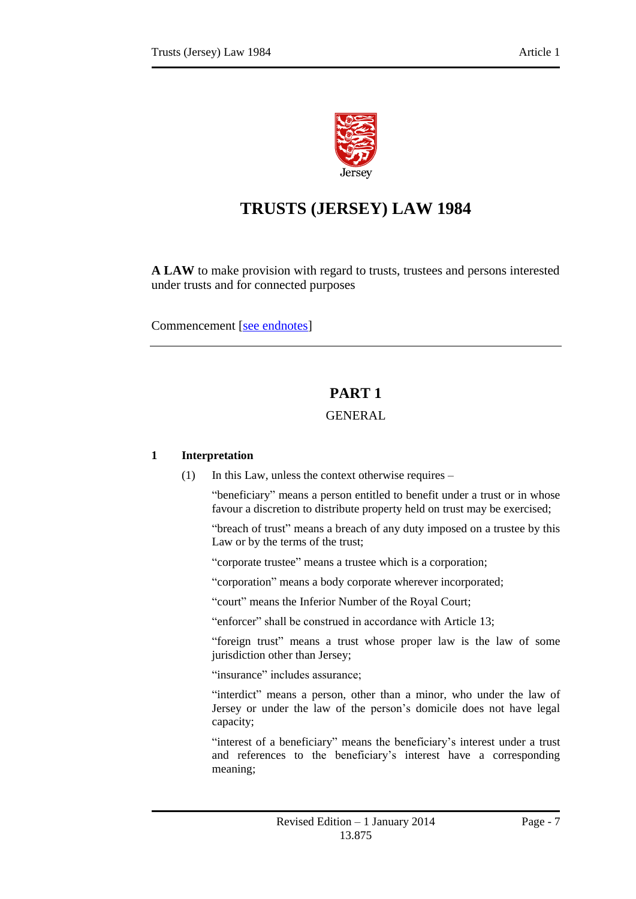# TRUSTS (JERSEY) LAW 1984

**A LAW** to make provision with regard to trusts, trustees and persons interested under trusts and for connected purposes

Commencement [see endnotes]

## PART 1

GENERAL

### 1 Interpretation

(1) In this Law, unless the context otherwise requires –

"beneficiary" means a person entitled to benefit under a trust or in whose favour a discretion to distribute property held on trust may be exercised;

"breach of trust" means a breach of any duty imposed on a trustee by this Law or by the terms of the trust;

"corporate trustee" means a trustee which is a corporation;

"corporation" means a body corporate wherever incorporated;

"court" means the Inferior Number of the Royal Court;

"enforcer" shall be construed in accordance with Article 13;

"foreign trust" means a trust whose proper law is the law of some jurisdiction other than Jersey;

"insurance" includes assurance;

"interdict" means a person, other than a minor, who under the law of Jersey or under the law of the person's domicile does not have legal capacity;

"interest of a beneficiary" means the beneficiary's interest under a trust and references to the beneficiary's interest have a corresponding meaning;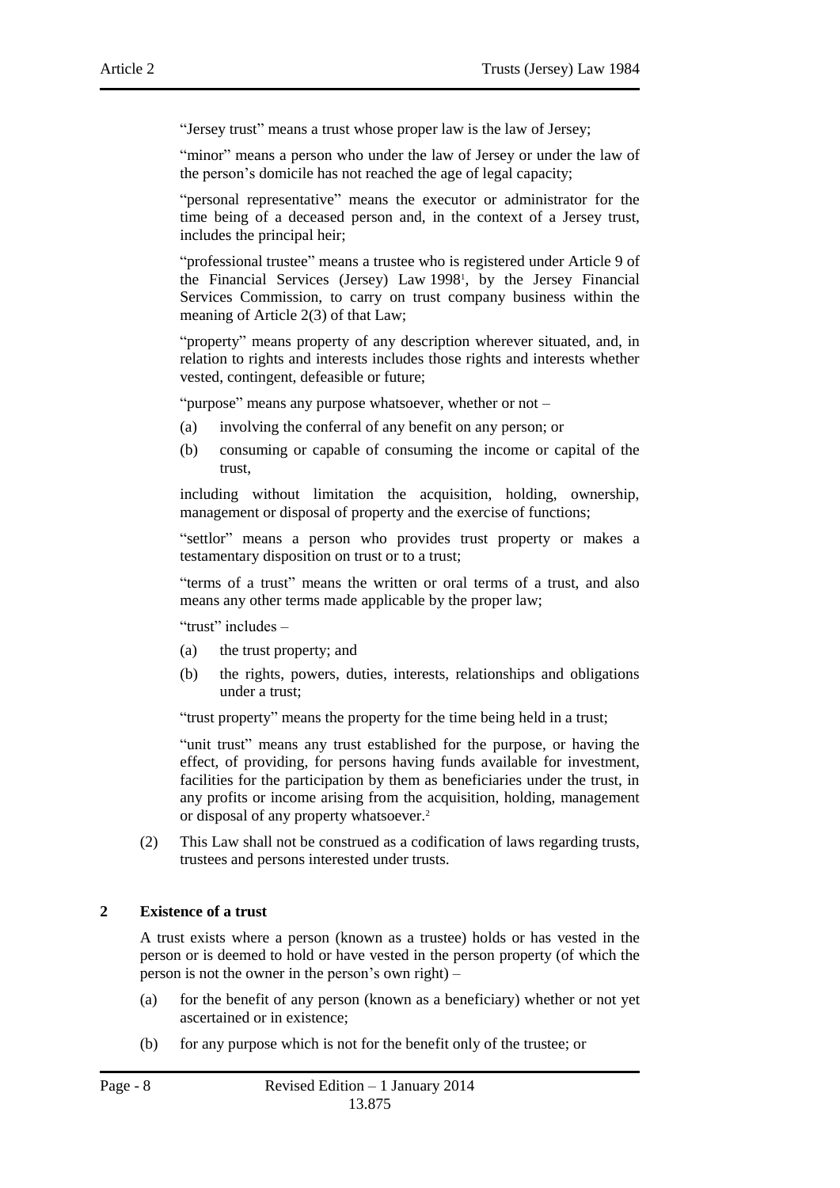"Jersey trust" means a trust whose proper law is the law of Jersey;

"minor" means a person who under the law of Jersey or under the law of the person's domicile has not reached the age of legal capacity;

"personal representative" means the executor or administrator for the time being of a deceased person and, in the context of a Jersey trust, includes the principal heir;

"professional trustee" means a trustee who is registered under Article 9 of the Financial Services (Jersey) Law 1998[1], by the Jersey Financial Services Commission, to carry on trust company business within the meaning of Article 2(3) of that Law;

"property" means property of any description wherever situated, and, in relation to rights and interests includes those rights and interests whether vested, contingent, defeasible or future;

"purpose" means any purpose whatsoever, whether or not –

(a) involving the conferral of any benefit on any person; or

(b) consuming or capable of consuming the income or capital of the trust,

including without limitation the acquisition, holding, ownership, management or disposal of property and the exercise of functions;

"settlor" means a person who provides trust property or makes a testamentary disposition on trust or to a trust;

"terms of a trust" means the written or oral terms of a trust, and also means any other terms made applicable by the proper law;

"trust" includes –

(a) the trust property; and

(b) the rights, powers, duties, interests, relationships and obligations under a trust;

"trust property" means the property for the time being held in a trust;

"unit trust" means any trust established for the purpose, or having the effect, of providing, for persons having funds available for investment, facilities for the participation by them as beneficiaries under the trust, in any profits or income arising from the acquisition, holding, management or disposal of any property whatsoever.[2]

(2) This Law shall not be construed as a codification of laws regarding trusts, trustees and persons interested under trusts.

## 2 Existence of a trust

A trust exists where a person (known as a trustee) holds or has vested in the person or is deemed to hold or have vested in the person property (of which the person is not the owner in the person's own right) –

(a) for the benefit of any person (known as a beneficiary) whether or not yet ascertained or in existence;

(b) for any purpose which is not for the benefit only of the trustee; or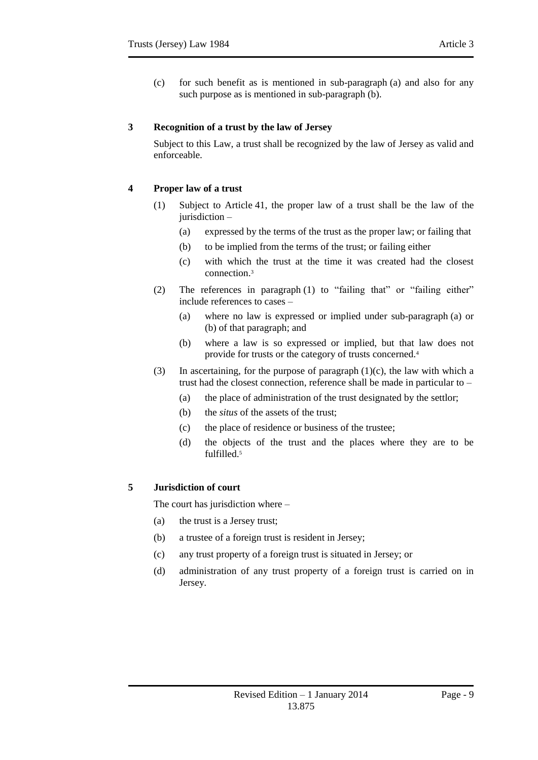(c) for such benefit as is mentioned in sub-paragraph (a) and also for any such purpose as is mentioned in sub-paragraph (b).

### 3 Recognition of a trust by the law of Jersey

Subject to this Law, a trust shall be recognized by the law of Jersey as valid and enforceable.

### 4 Proper law of a trust

(1) Subject to Article 41, the proper law of a trust shall be the law of the jurisdiction –

(a) expressed by the terms of the trust as the proper law; or failing that

(b) to be implied from the terms of the trust; or failing either

(c) with which the trust at the time it was created had the closest connection.[3]

(2) The references in paragraph (1) to "failing that" or "failing either" include references to cases –

(a) where no law is expressed or implied under sub-paragraph (a) or (b) of that paragraph; and

(b) where a law is so expressed or implied, but that law does not provide for trusts or the category of trusts concerned.[4]

(3) In ascertaining, for the purpose of paragraph (1)(c), the law with which a trust had the closest connection, reference shall be made in particular to –

(a) the place of administration of the trust designated by the settlor;

(b) the *situs* of the assets of the trust;

(c) the place of residence or business of the trustee;

(d) the objects of the trust and the places where they are to be fulfilled.[5]

### 5 Jurisdiction of court

The court has jurisdiction where –

(a) the trust is a Jersey trust;

(b) a trustee of a foreign trust is resident in Jersey;

(c) any trust property of a foreign trust is situated in Jersey; or

(d) administration of any trust property of a foreign trust is carried on in Jersey.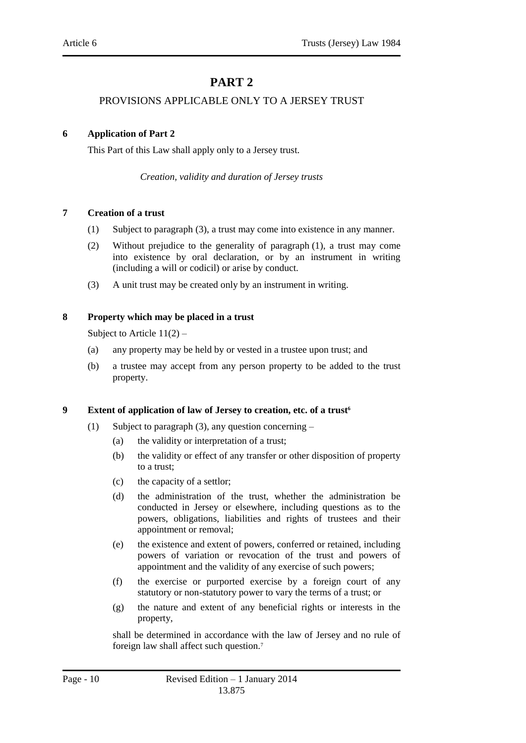# PART 2

## PROVISIONS APPLICABLE ONLY TO A JERSEY TRUST

**6 Application of Part 2**

This Part of this Law shall apply only to a Jersey trust.

*Creation, validity and duration of Jersey trusts*

**7 Creation of a trust**

(1) Subject to paragraph (3), a trust may come into existence in any manner.

(2) Without prejudice to the generality of paragraph (1), a trust may come into existence by oral declaration, or by an instrument in writing (including a will or codicil) or arise by conduct.

(3) A unit trust may be created only by an instrument in writing.

**8 Property which may be placed in a trust**

Subject to Article 11(2) –

(a) any property may be held by or vested in a trustee upon trust; and

(b) a trustee may accept from any person property to be added to the trust property.

**9 Extent of application of law of Jersey to creation, etc. of a trust**[6]

(1) Subject to paragraph (3), any question concerning –

(a) the validity or interpretation of a trust;

(b) the validity or effect of any transfer or other disposition of property to a trust;

(c) the capacity of a settlor;

(d) the administration of the trust, whether the administration be conducted in Jersey or elsewhere, including questions as to the powers, obligations, liabilities and rights of trustees and their appointment or removal;

(e) the existence and extent of powers, conferred or retained, including powers of variation or revocation of the trust and powers of appointment and the validity of any exercise of such powers;

(f) the exercise or purported exercise by a foreign court of any statutory or non-statutory power to vary the terms of a trust; or

(g) the nature and extent of any beneficial rights or interests in the property,

shall be determined in accordance with the law of Jersey and no rule of foreign law shall affect such question.[7]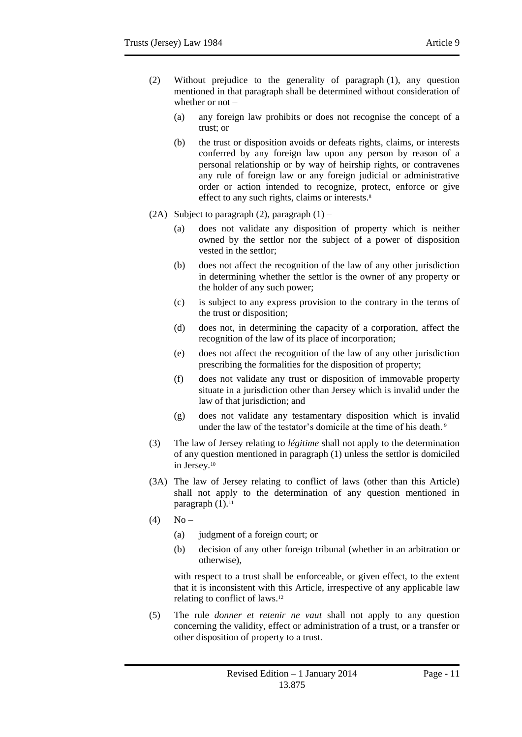(2) Without prejudice to the generality of paragraph (1), any question mentioned in that paragraph shall be determined without consideration of whether or not –

(a) any foreign law prohibits or does not recognise the concept of a trust; or

(b) the trust or disposition avoids or defeats rights, claims, or interests conferred by any foreign law upon any person by reason of a personal relationship or by way of heirship rights, or contravenes any rule of foreign law or any foreign judicial or administrative order or action intended to recognize, protect, enforce or give effect to any such rights, claims or interests.[8]

(2A) Subject to paragraph (2), paragraph (1) –

(a) does not validate any disposition of property which is neither owned by the settlor nor the subject of a power of disposition vested in the settlor;

(b) does not affect the recognition of the law of any other jurisdiction in determining whether the settlor is the owner of any property or the holder of any such power;

(c) is subject to any express provision to the contrary in the terms of the trust or disposition;

(d) does not, in determining the capacity of a corporation, affect the recognition of the law of its place of incorporation;

(e) does not affect the recognition of the law of any other jurisdiction prescribing the formalities for the disposition of property;

(f) does not validate any trust or disposition of immovable property situate in a jurisdiction other than Jersey which is invalid under the law of that jurisdiction; and

(g) does not validate any testamentary disposition which is invalid under the law of the testator's domicile at the time of his death.[9]

(3) The law of Jersey relating to *légitime* shall not apply to the determination of any question mentioned in paragraph (1) unless the settlor is domiciled in Jersey.[10]

(3A) The law of Jersey relating to conflict of laws (other than this Article) shall not apply to the determination of any question mentioned in paragraph (1).[11]

(4) No –

(a) judgment of a foreign court; or

(b) decision of any other foreign tribunal (whether in an arbitration or otherwise),

with respect to a trust shall be enforceable, or given effect, to the extent that it is inconsistent with this Article, irrespective of any applicable law relating to conflict of laws.[12]

(5) The rule *donner et retenir ne vaut* shall not apply to any question concerning the validity, effect or administration of a trust, or a transfer or other disposition of property to a trust.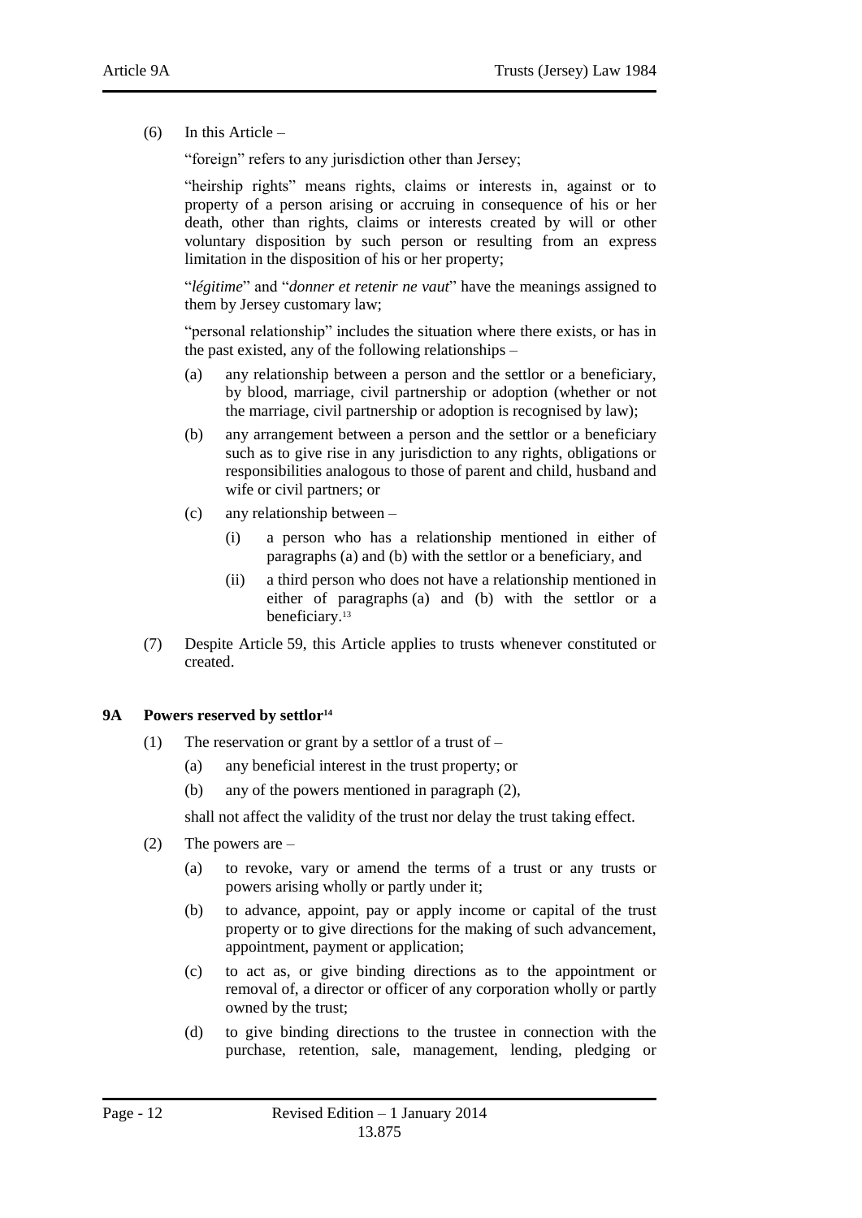(6) In this Article –

"foreign" refers to any jurisdiction other than Jersey;

"heirship rights" means rights, claims or interests in, against or to property of a person arising or accruing in consequence of his or her death, other than rights, claims or interests created by will or other voluntary disposition by such person or resulting from an express limitation in the disposition of his or her property;

"*légitime*" and "*donner et retenir ne vaut*" have the meanings assigned to them by Jersey customary law;

"personal relationship" includes the situation where there exists, or has in the past existed, any of the following relationships –

(a) any relationship between a person and the settlor or a beneficiary, by blood, marriage, civil partnership or adoption (whether or not the marriage, civil partnership or adoption is recognised by law);

(b) any arrangement between a person and the settlor or a beneficiary such as to give rise in any jurisdiction to any rights, obligations or responsibilities analogous to those of parent and child, husband and wife or civil partners; or

(c) any relationship between –

(i) a person who has a relationship mentioned in either of paragraphs (a) and (b) with the settlor or a beneficiary, and

(ii) a third person who does not have a relationship mentioned in either of paragraphs (a) and (b) with the settlor or a beneficiary.[13]

(7) Despite Article 59, this Article applies to trusts whenever constituted or created.

## 9A Powers reserved by settlor[14]

(1) The reservation or grant by a settlor of a trust of –

(a) any beneficial interest in the trust property; or

(b) any of the powers mentioned in paragraph (2),

shall not affect the validity of the trust nor delay the trust taking effect.

(2) The powers are –

(a) to revoke, vary or amend the terms of a trust or any trusts or powers arising wholly or partly under it;

(b) to advance, appoint, pay or apply income or capital of the trust property or to give directions for the making of such advancement, appointment, payment or application;

(c) to act as, or give binding directions as to the appointment or removal of, a director or officer of any corporation wholly or partly owned by the trust;

(d) to give binding directions to the trustee in connection with the purchase, retention, sale, management, lending, pledging or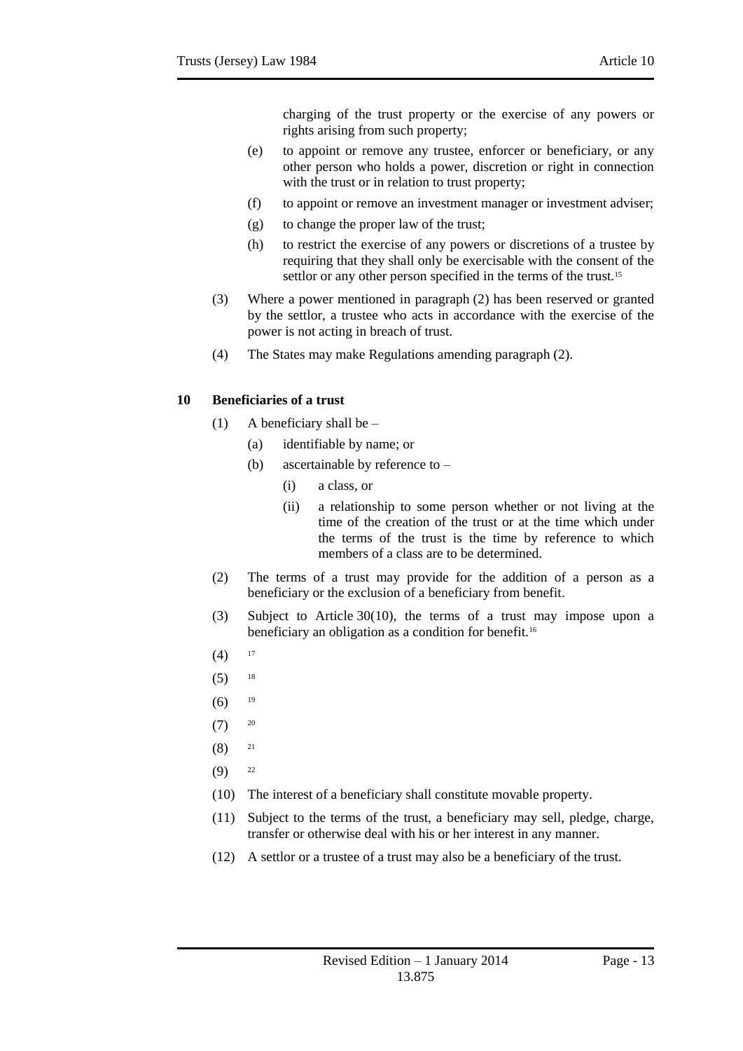charging of the trust property or the exercise of any powers or rights arising from such property;

(e) to appoint or remove any trustee, enforcer or beneficiary, or any other person who holds a power, discretion or right in connection with the trust or in relation to trust property;

(f) to appoint or remove an investment manager or investment adviser;

(g) to change the proper law of the trust;

(h) to restrict the exercise of any powers or discretions of a trustee by requiring that they shall only be exercisable with the consent of the settlor or any other person specified in the terms of the trust.[15]

(3) Where a power mentioned in paragraph (2) has been reserved or granted by the settlor, a trustee who acts in accordance with the exercise of the power is not acting in breach of trust.

(4) The States may make Regulations amending paragraph (2).

## 10 Beneficiaries of a trust

(1) A beneficiary shall be –

(a) identifiable by name; or

(b) ascertainable by reference to –

(i) a class, or

(ii) a relationship to some person whether or not living at the time of the creation of the trust or at the time which under the terms of the trust is the time by reference to which members of a class are to be determined.

(2) The terms of a trust may provide for the addition of a person as a beneficiary or the exclusion of a beneficiary from benefit.

(3) Subject to Article 30(10), the terms of a trust may impose upon a beneficiary an obligation as a condition for benefit.[16]

(4) [17]

(5) [18]

(6) [19]

(7) [20]

(8) [21]

(9) [22]

(10) The interest of a beneficiary shall constitute movable property.

(11) Subject to the terms of the trust, a beneficiary may sell, pledge, charge, transfer or otherwise deal with his or her interest in any manner.

(12) A settlor or a trustee of a trust may also be a beneficiary of the trust.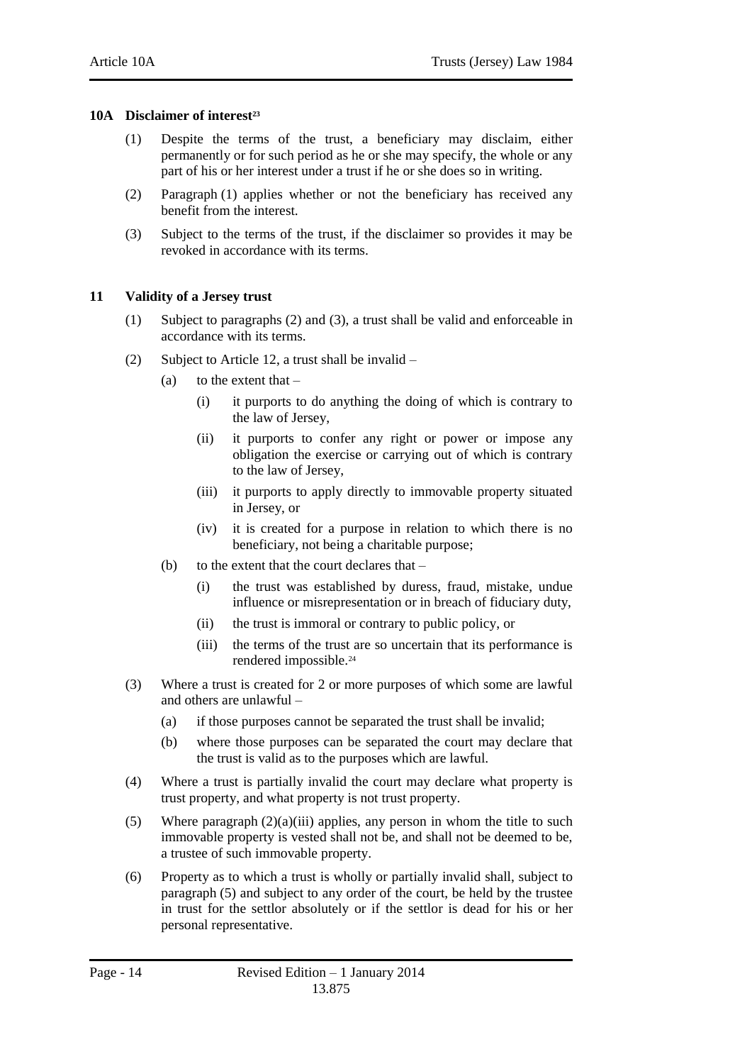## 10A Disclaimer of interest[23]

(1) Despite the terms of the trust, a beneficiary may disclaim, either permanently or for such period as he or she may specify, the whole or any part of his or her interest under a trust if he or she does so in writing.

(2) Paragraph (1) applies whether or not the beneficiary has received any benefit from the interest.

(3) Subject to the terms of the trust, if the disclaimer so provides it may be revoked in accordance with its terms.

## 11 Validity of a Jersey trust

(1) Subject to paragraphs (2) and (3), a trust shall be valid and enforceable in accordance with its terms.

(2) Subject to Article 12, a trust shall be invalid –

- (a) to the extent that –
  - (i) it purports to do anything the doing of which is contrary to the law of Jersey,
  - (ii) it purports to confer any right or power or impose any obligation the exercise or carrying out of which is contrary to the law of Jersey,
  - (iii) it purports to apply directly to immovable property situated in Jersey, or
  - (iv) it is created for a purpose in relation to which there is no beneficiary, not being a charitable purpose;
- (b) to the extent that the court declares that –
  - (i) the trust was established by duress, fraud, mistake, undue influence or misrepresentation or in breach of fiduciary duty,
  - (ii) the trust is immoral or contrary to public policy, or
  - (iii) the terms of the trust are so uncertain that its performance is rendered impossible.[24]

(3) Where a trust is created for 2 or more purposes of which some are lawful and others are unlawful –

- (a) if those purposes cannot be separated the trust shall be invalid;
- (b) where those purposes can be separated the court may declare that the trust is valid as to the purposes which are lawful.

(4) Where a trust is partially invalid the court may declare what property is trust property, and what property is not trust property.

(5) Where paragraph (2)(a)(iii) applies, any person in whom the title to such immovable property is vested shall not be, and shall not be deemed to be, a trustee of such immovable property.

(6) Property as to which a trust is wholly or partially invalid shall, subject to paragraph (5) and subject to any order of the court, be held by the trustee in trust for the settlor absolutely or if the settlor is dead for his or her personal representative.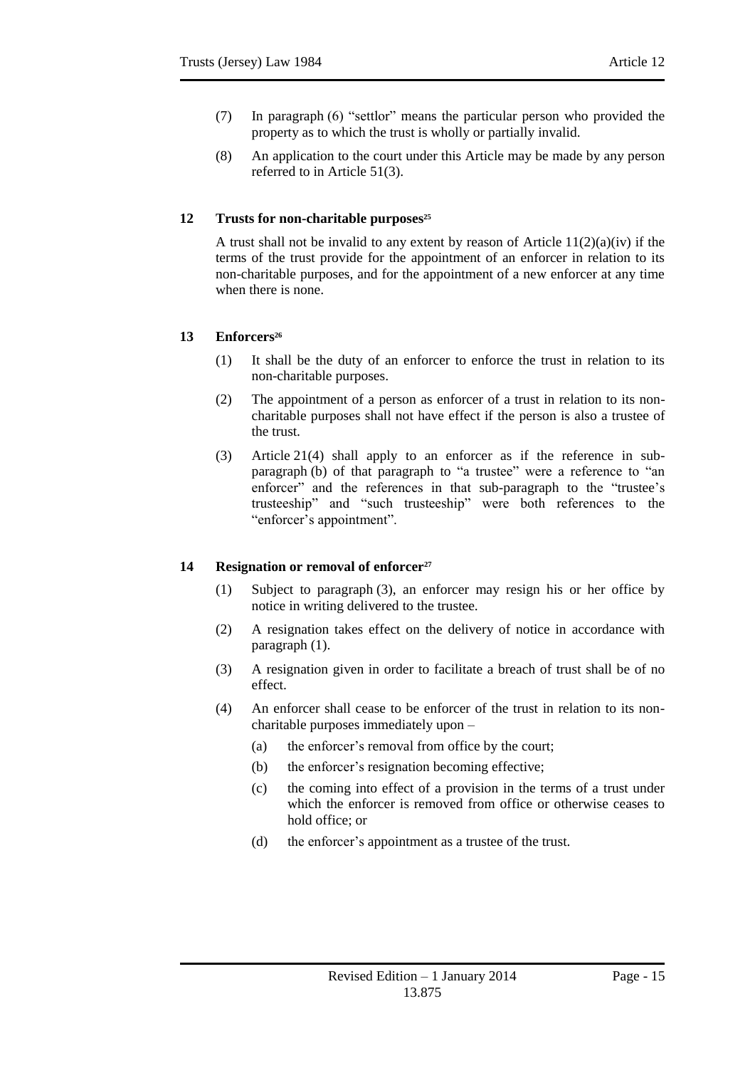(7) In paragraph (6) "settlor" means the particular person who provided the property as to which the trust is wholly or partially invalid.

(8) An application to the court under this Article may be made by any person referred to in Article 51(3).

### 12 Trusts for non-charitable purposes[25]

A trust shall not be invalid to any extent by reason of Article 11(2)(a)(iv) if the terms of the trust provide for the appointment of an enforcer in relation to its non-charitable purposes, and for the appointment of a new enforcer at any time when there is none.

### 13 Enforcers[26]

(1) It shall be the duty of an enforcer to enforce the trust in relation to its non-charitable purposes.

(2) The appointment of a person as enforcer of a trust in relation to its non-charitable purposes shall not have effect if the person is also a trustee of the trust.

(3) Article 21(4) shall apply to an enforcer as if the reference in sub-paragraph (b) of that paragraph to "a trustee" were a reference to "an enforcer" and the references in that sub-paragraph to the "trustee's trusteeship" and "such trusteeship" were both references to the "enforcer's appointment".

### 14 Resignation or removal of enforcer[27]

(1) Subject to paragraph (3), an enforcer may resign his or her office by notice in writing delivered to the trustee.

(2) A resignation takes effect on the delivery of notice in accordance with paragraph (1).

(3) A resignation given in order to facilitate a breach of trust shall be of no effect.

(4) An enforcer shall cease to be enforcer of the trust in relation to its non-charitable purposes immediately upon –

- (a) the enforcer's removal from office by the court;
- (b) the enforcer's resignation becoming effective;
- (c) the coming into effect of a provision in the terms of a trust under which the enforcer is removed from office or otherwise ceases to hold office; or
- (d) the enforcer's appointment as a trustee of the trust.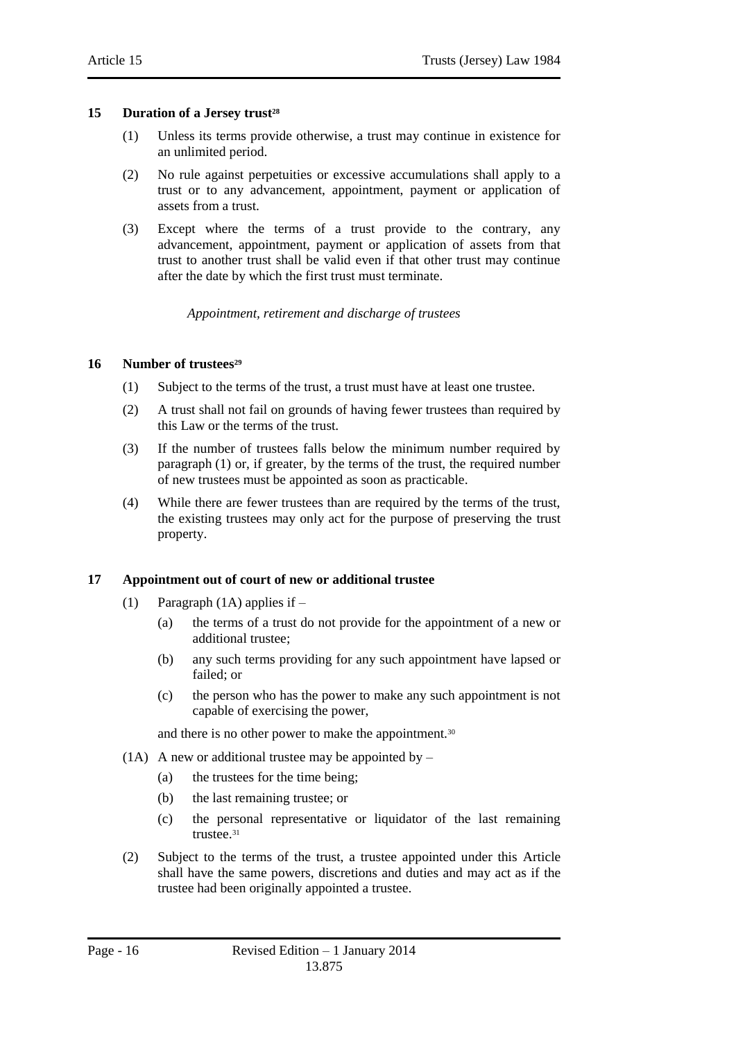### 15 Duration of a Jersey trust[28]

(1) Unless its terms provide otherwise, a trust may continue in existence for an unlimited period.

(2) No rule against perpetuities or excessive accumulations shall apply to a trust or to any advancement, appointment, payment or application of assets from a trust.

(3) Except where the terms of a trust provide to the contrary, any advancement, appointment, payment or application of assets from that trust to another trust shall be valid even if that other trust may continue after the date by which the first trust must terminate.

*Appointment, retirement and discharge of trustees*

### 16 Number of trustees[29]

(1) Subject to the terms of the trust, a trust must have at least one trustee.

(2) A trust shall not fail on grounds of having fewer trustees than required by this Law or the terms of the trust.

(3) If the number of trustees falls below the minimum number required by paragraph (1) or, if greater, by the terms of the trust, the required number of new trustees must be appointed as soon as practicable.

(4) While there are fewer trustees than are required by the terms of the trust, the existing trustees may only act for the purpose of preserving the trust property.

### 17 Appointment out of court of new or additional trustee

(1) Paragraph (1A) applies if –

  (a) the terms of a trust do not provide for the appointment of a new or additional trustee;

  (b) any such terms providing for any such appointment have lapsed or failed; or

  (c) the person who has the power to make any such appointment is not capable of exercising the power,

and there is no other power to make the appointment.[30]

(1A) A new or additional trustee may be appointed by –

  (a) the trustees for the time being;

  (b) the last remaining trustee; or

  (c) the personal representative or liquidator of the last remaining trustee.[31]

(2) Subject to the terms of the trust, a trustee appointed under this Article shall have the same powers, discretions and duties and may act as if the trustee had been originally appointed a trustee.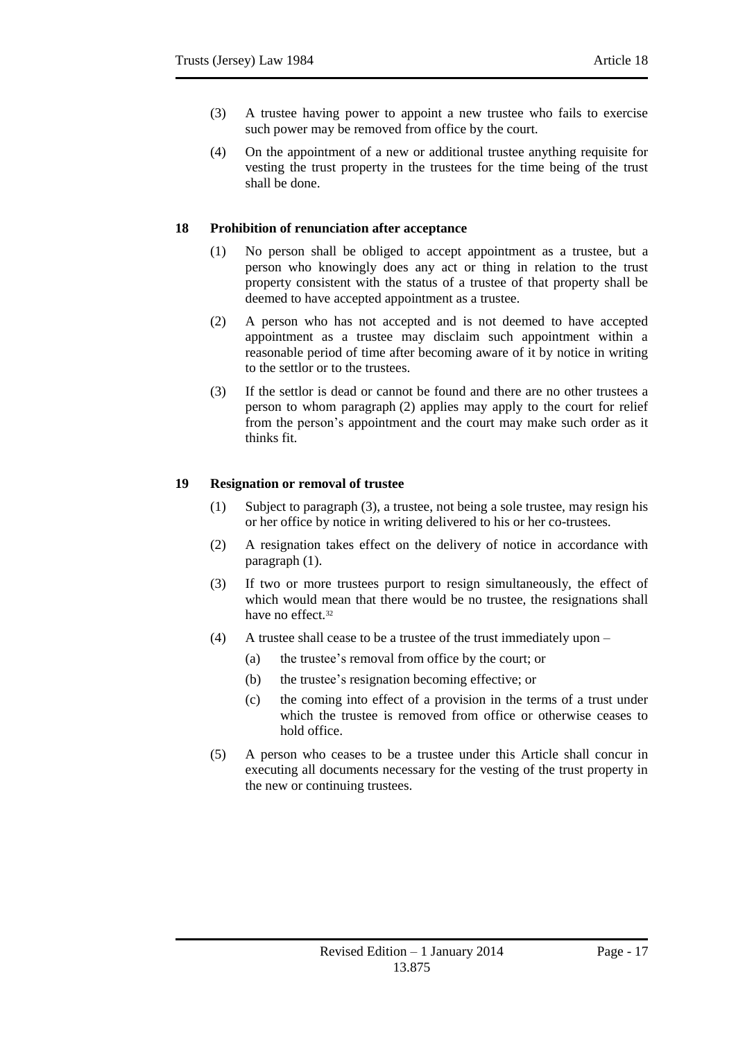(3) A trustee having power to appoint a new trustee who fails to exercise such power may be removed from office by the court.

(4) On the appointment of a new or additional trustee anything requisite for vesting the trust property in the trustees for the time being of the trust shall be done.

### 18 Prohibition of renunciation after acceptance

(1) No person shall be obliged to accept appointment as a trustee, but a person who knowingly does any act or thing in relation to the trust property consistent with the status of a trustee of that property shall be deemed to have accepted appointment as a trustee.

(2) A person who has not accepted and is not deemed to have accepted appointment as a trustee may disclaim such appointment within a reasonable period of time after becoming aware of it by notice in writing to the settlor or to the trustees.

(3) If the settlor is dead or cannot be found and there are no other trustees a person to whom paragraph (2) applies may apply to the court for relief from the person's appointment and the court may make such order as it thinks fit.

### 19 Resignation or removal of trustee

(1) Subject to paragraph (3), a trustee, not being a sole trustee, may resign his or her office by notice in writing delivered to his or her co-trustees.

(2) A resignation takes effect on the delivery of notice in accordance with paragraph (1).

(3) If two or more trustees purport to resign simultaneously, the effect of which would mean that there would be no trustee, the resignations shall have no effect.[32]

(4) A trustee shall cease to be a trustee of the trust immediately upon –

- (a) the trustee's removal from office by the court; or
- (b) the trustee's resignation becoming effective; or
- (c) the coming into effect of a provision in the terms of a trust under which the trustee is removed from office or otherwise ceases to hold office.

(5) A person who ceases to be a trustee under this Article shall concur in executing all documents necessary for the vesting of the trust property in the new or continuing trustees.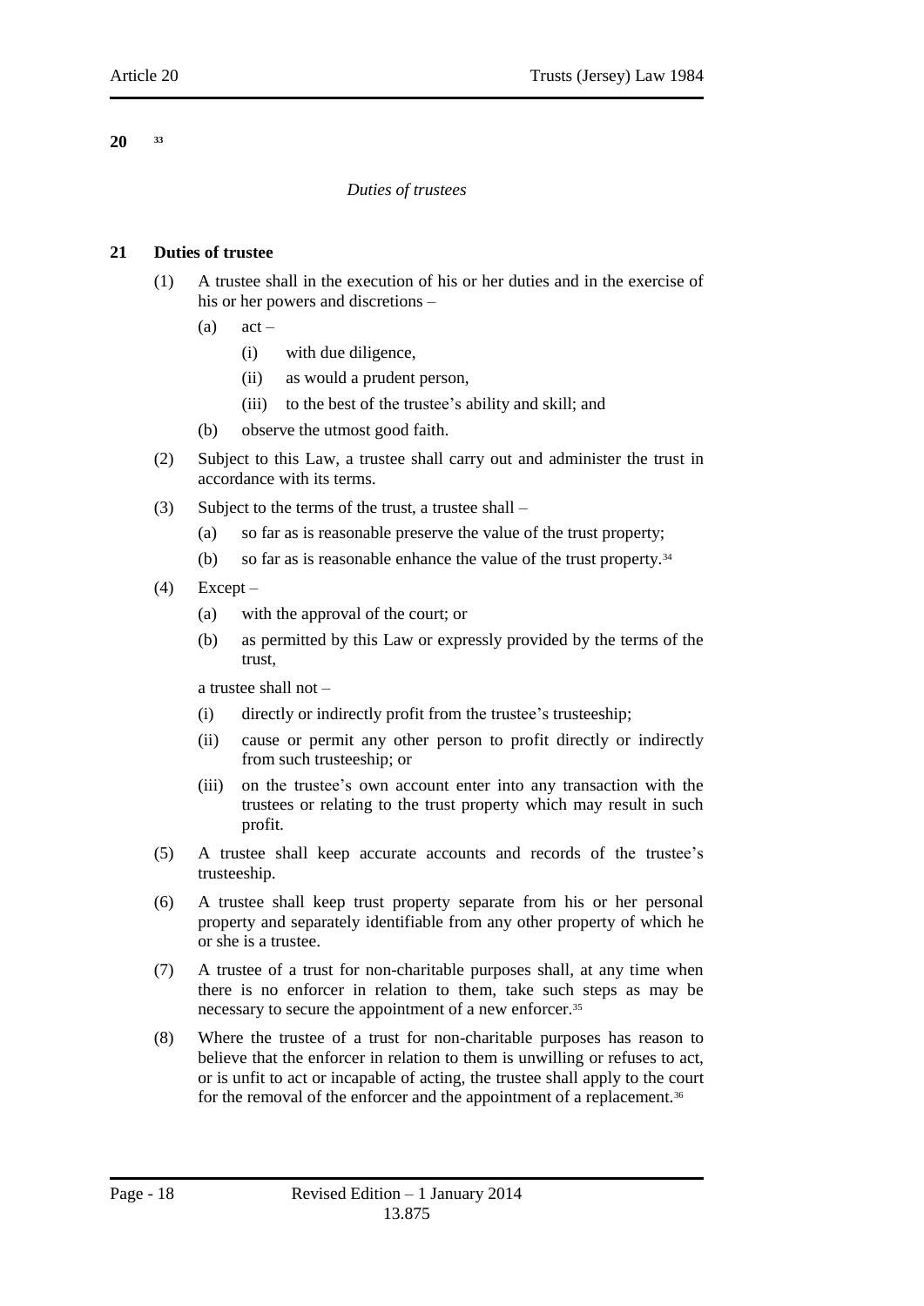**20** [33]

*Duties of trustees*

**21 Duties of trustee**

(1) A trustee shall in the execution of his or her duties and in the exercise of his or her powers and discretions –

(a) act –

(i) with due diligence,

(ii) as would a prudent person,

(iii) to the best of the trustee's ability and skill; and

(b) observe the utmost good faith.

(2) Subject to this Law, a trustee shall carry out and administer the trust in accordance with its terms.

(3) Subject to the terms of the trust, a trustee shall –

(a) so far as is reasonable preserve the value of the trust property;

(b) so far as is reasonable enhance the value of the trust property.[34]

(4) Except –

(a) with the approval of the court; or

(b) as permitted by this Law or expressly provided by the terms of the trust,

a trustee shall not –

(i) directly or indirectly profit from the trustee's trusteeship;

(ii) cause or permit any other person to profit directly or indirectly from such trusteeship; or

(iii) on the trustee's own account enter into any transaction with the trustees or relating to the trust property which may result in such profit.

(5) A trustee shall keep accurate accounts and records of the trustee's trusteeship.

(6) A trustee shall keep trust property separate from his or her personal property and separately identifiable from any other property of which he or she is a trustee.

(7) A trustee of a trust for non-charitable purposes shall, at any time when there is no enforcer in relation to them, take such steps as may be necessary to secure the appointment of a new enforcer.[35]

(8) Where the trustee of a trust for non-charitable purposes has reason to believe that the enforcer in relation to them is unwilling or refuses to act, or is unfit to act or incapable of acting, the trustee shall apply to the court for the removal of the enforcer and the appointment of a replacement.[36]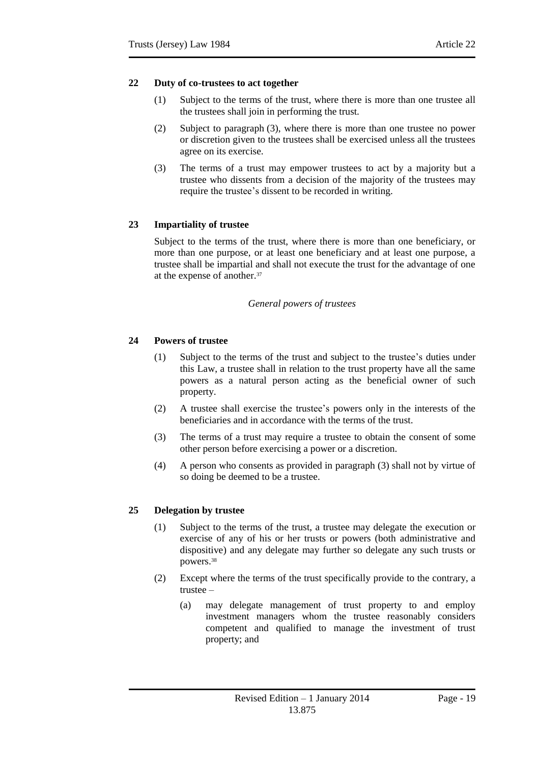### 22 Duty of co-trustees to act together

(1) Subject to the terms of the trust, where there is more than one trustee all the trustees shall join in performing the trust.

(2) Subject to paragraph (3), where there is more than one trustee no power or discretion given to the trustees shall be exercised unless all the trustees agree on its exercise.

(3) The terms of a trust may empower trustees to act by a majority but a trustee who dissents from a decision of the majority of the trustees may require the trustee's dissent to be recorded in writing.

### 23 Impartiality of trustee

Subject to the terms of the trust, where there is more than one beneficiary, or more than one purpose, or at least one beneficiary and at least one purpose, a trustee shall be impartial and shall not execute the trust for the advantage of one at the expense of another.[37]

*General powers of trustees*

### 24 Powers of trustee

(1) Subject to the terms of the trust and subject to the trustee's duties under this Law, a trustee shall in relation to the trust property have all the same powers as a natural person acting as the beneficial owner of such property.

(2) A trustee shall exercise the trustee's powers only in the interests of the beneficiaries and in accordance with the terms of the trust.

(3) The terms of a trust may require a trustee to obtain the consent of some other person before exercising a power or a discretion.

(4) A person who consents as provided in paragraph (3) shall not by virtue of so doing be deemed to be a trustee.

### 25 Delegation by trustee

(1) Subject to the terms of the trust, a trustee may delegate the execution or exercise of any of his or her trusts or powers (both administrative and dispositive) and any delegate may further so delegate any such trusts or powers.[38]

(2) Except where the terms of the trust specifically provide to the contrary, a trustee –

(a) may delegate management of trust property to and employ investment managers whom the trustee reasonably considers competent and qualified to manage the investment of trust property; and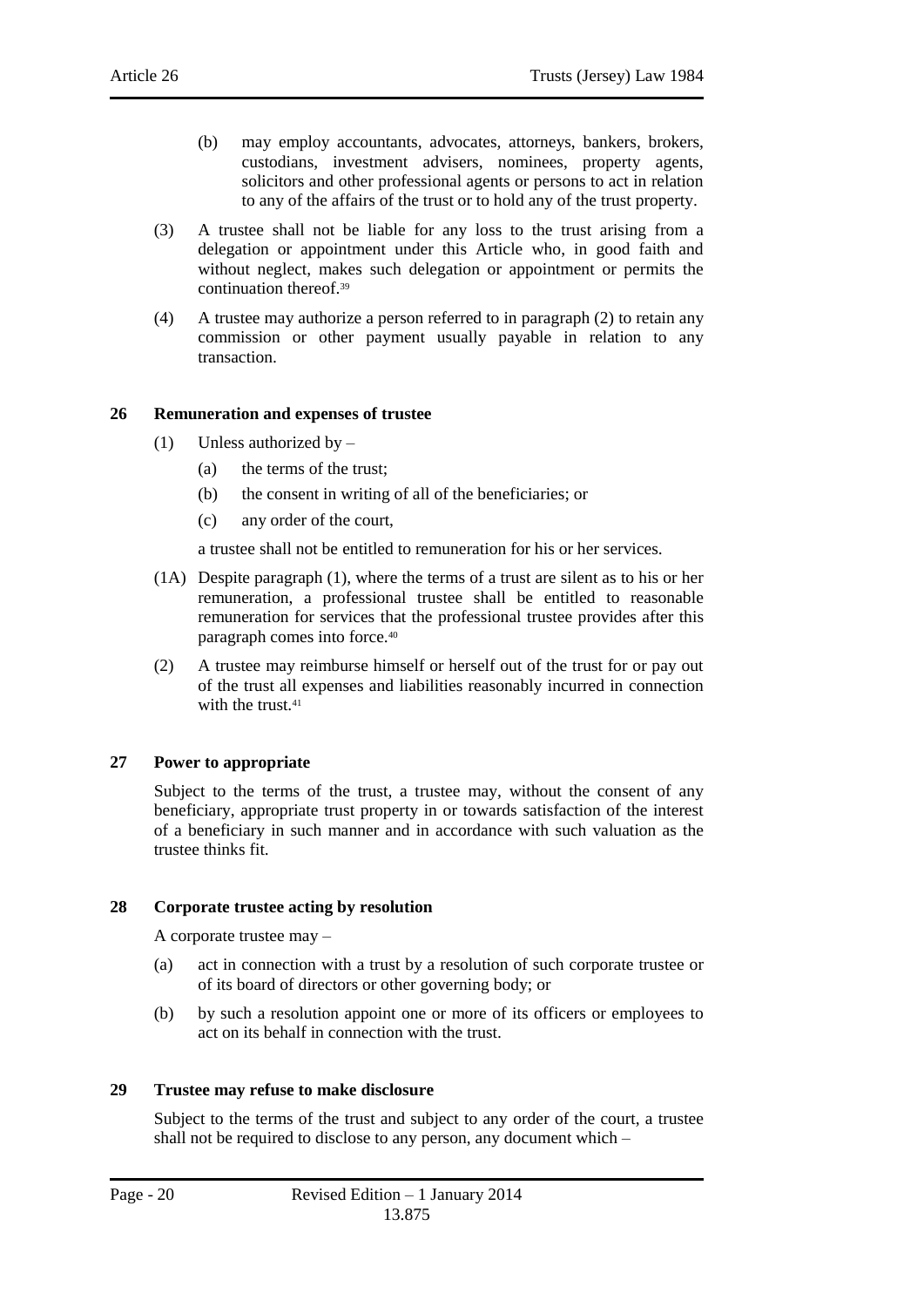(b) may employ accountants, advocates, attorneys, bankers, brokers, custodians, investment advisers, nominees, property agents, solicitors and other professional agents or persons to act in relation to any of the affairs of the trust or to hold any of the trust property.

(3) A trustee shall not be liable for any loss to the trust arising from a delegation or appointment under this Article who, in good faith and without neglect, makes such delegation or appointment or permits the continuation thereof.[39]

(4) A trustee may authorize a person referred to in paragraph (2) to retain any commission or other payment usually payable in relation to any transaction.

## 26 Remuneration and expenses of trustee

(1) Unless authorized by –

(a) the terms of the trust;

(b) the consent in writing of all of the beneficiaries; or

(c) any order of the court,

a trustee shall not be entitled to remuneration for his or her services.

(1A) Despite paragraph (1), where the terms of a trust are silent as to his or her remuneration, a professional trustee shall be entitled to reasonable remuneration for services that the professional trustee provides after this paragraph comes into force.[40]

(2) A trustee may reimburse himself or herself out of the trust for or pay out of the trust all expenses and liabilities reasonably incurred in connection with the trust.[41]

## 27 Power to appropriate

Subject to the terms of the trust, a trustee may, without the consent of any beneficiary, appropriate trust property in or towards satisfaction of the interest of a beneficiary in such manner and in accordance with such valuation as the trustee thinks fit.

## 28 Corporate trustee acting by resolution

A corporate trustee may –

(a) act in connection with a trust by a resolution of such corporate trustee or of its board of directors or other governing body; or

(b) by such a resolution appoint one or more of its officers or employees to act on its behalf in connection with the trust.

## 29 Trustee may refuse to make disclosure

Subject to the terms of the trust and subject to any order of the court, a trustee shall not be required to disclose to any person, any document which –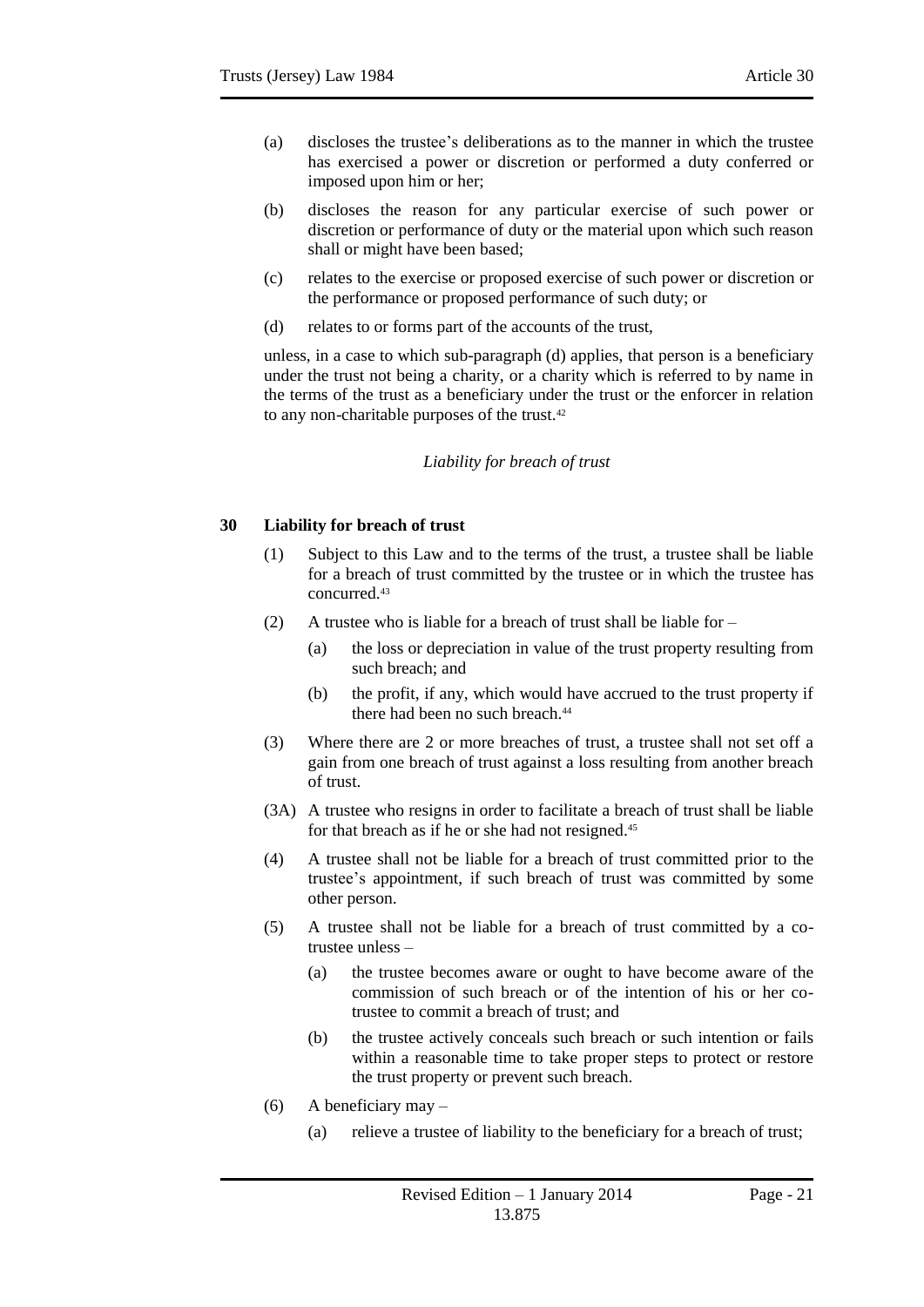(a) discloses the trustee's deliberations as to the manner in which the trustee has exercised a power or discretion or performed a duty conferred or imposed upon him or her;

(b) discloses the reason for any particular exercise of such power or discretion or performance of duty or the material upon which such reason shall or might have been based;

(c) relates to the exercise or proposed exercise of such power or discretion or the performance or proposed performance of such duty; or

(d) relates to or forms part of the accounts of the trust,

unless, in a case to which sub-paragraph (d) applies, that person is a beneficiary under the trust not being a charity, or a charity which is referred to by name in the terms of the trust as a beneficiary under the trust or the enforcer in relation to any non-charitable purposes of the trust.[42]

*Liability for breach of trust*

**30 Liability for breach of trust**

(1) Subject to this Law and to the terms of the trust, a trustee shall be liable for a breach of trust committed by the trustee or in which the trustee has concurred.[43]

(2) A trustee who is liable for a breach of trust shall be liable for –

(a) the loss or depreciation in value of the trust property resulting from such breach; and

(b) the profit, if any, which would have accrued to the trust property if there had been no such breach.[44]

(3) Where there are 2 or more breaches of trust, a trustee shall not set off a gain from one breach of trust against a loss resulting from another breach of trust.

(3A) A trustee who resigns in order to facilitate a breach of trust shall be liable for that breach as if he or she had not resigned.[45]

(4) A trustee shall not be liable for a breach of trust committed prior to the trustee's appointment, if such breach of trust was committed by some other person.

(5) A trustee shall not be liable for a breach of trust committed by a co-trustee unless –

(a) the trustee becomes aware or ought to have become aware of the commission of such breach or of the intention of his or her co-trustee to commit a breach of trust; and

(b) the trustee actively conceals such breach or such intention or fails within a reasonable time to take proper steps to protect or restore the trust property or prevent such breach.

(6) A beneficiary may –

(a) relieve a trustee of liability to the beneficiary for a breach of trust;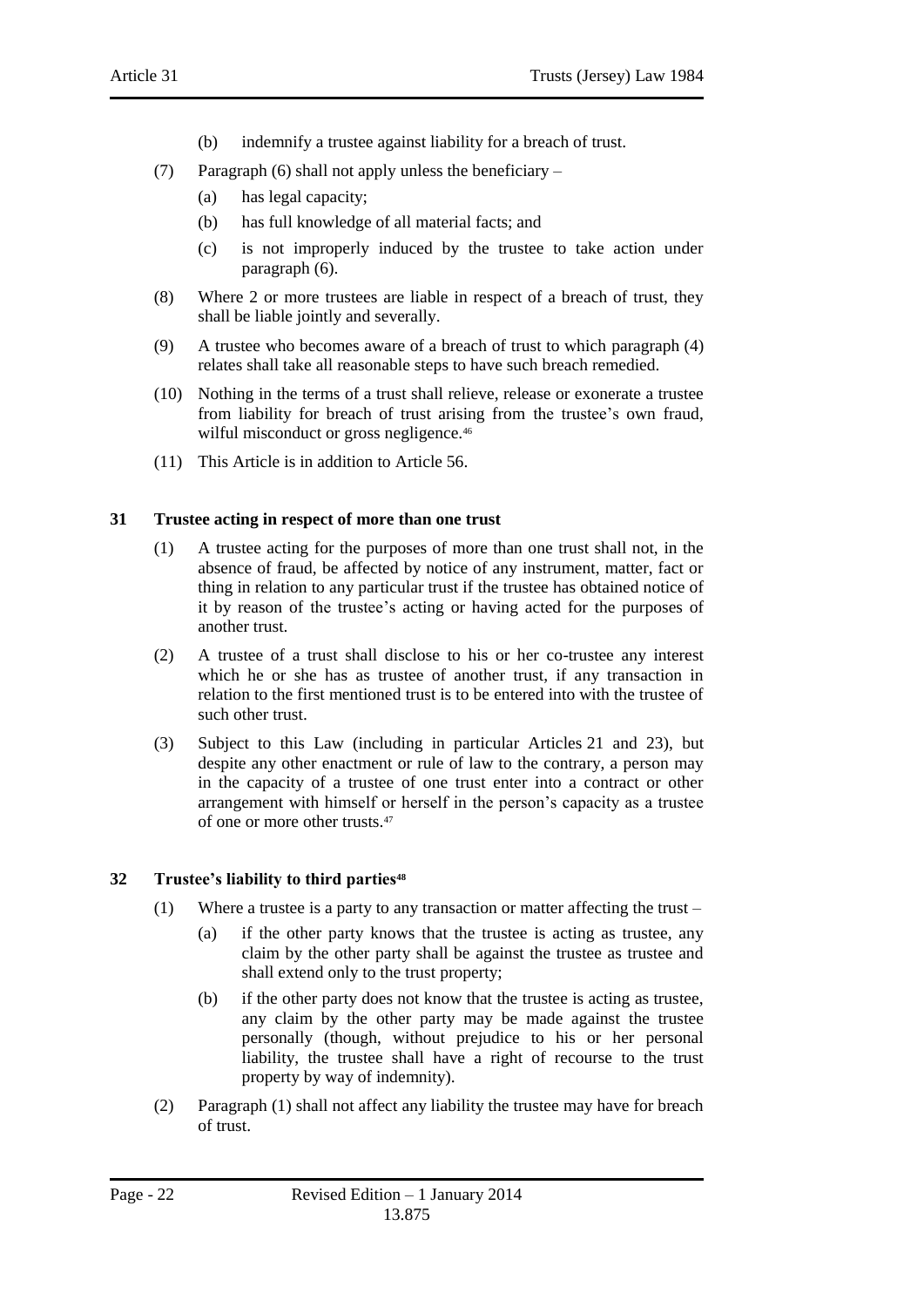(b) indemnify a trustee against liability for a breach of trust.

(7) Paragraph (6) shall not apply unless the beneficiary –

(a) has legal capacity;

(b) has full knowledge of all material facts; and

(c) is not improperly induced by the trustee to take action under paragraph (6).

(8) Where 2 or more trustees are liable in respect of a breach of trust, they shall be liable jointly and severally.

(9) A trustee who becomes aware of a breach of trust to which paragraph (4) relates shall take all reasonable steps to have such breach remedied.

(10) Nothing in the terms of a trust shall relieve, release or exonerate a trustee from liability for breach of trust arising from the trustee's own fraud, wilful misconduct or gross negligence.[46]

(11) This Article is in addition to Article 56.

**31 Trustee acting in respect of more than one trust**

(1) A trustee acting for the purposes of more than one trust shall not, in the absence of fraud, be affected by notice of any instrument, matter, fact or thing in relation to any particular trust if the trustee has obtained notice of it by reason of the trustee's acting or having acted for the purposes of another trust.

(2) A trustee of a trust shall disclose to his or her co-trustee any interest which he or she has as trustee of another trust, if any transaction in relation to the first mentioned trust is to be entered into with the trustee of such other trust.

(3) Subject to this Law (including in particular Articles 21 and 23), but despite any other enactment or rule of law to the contrary, a person may in the capacity of a trustee of one trust enter into a contract or other arrangement with himself or herself in the person's capacity as a trustee of one or more other trusts.[47]

**32 Trustee's liability to third parties[48]**

(1) Where a trustee is a party to any transaction or matter affecting the trust –

(a) if the other party knows that the trustee is acting as trustee, any claim by the other party shall be against the trustee as trustee and shall extend only to the trust property;

(b) if the other party does not know that the trustee is acting as trustee, any claim by the other party may be made against the trustee personally (though, without prejudice to his or her personal liability, the trustee shall have a right of recourse to the trust property by way of indemnity).

(2) Paragraph (1) shall not affect any liability the trustee may have for breach of trust.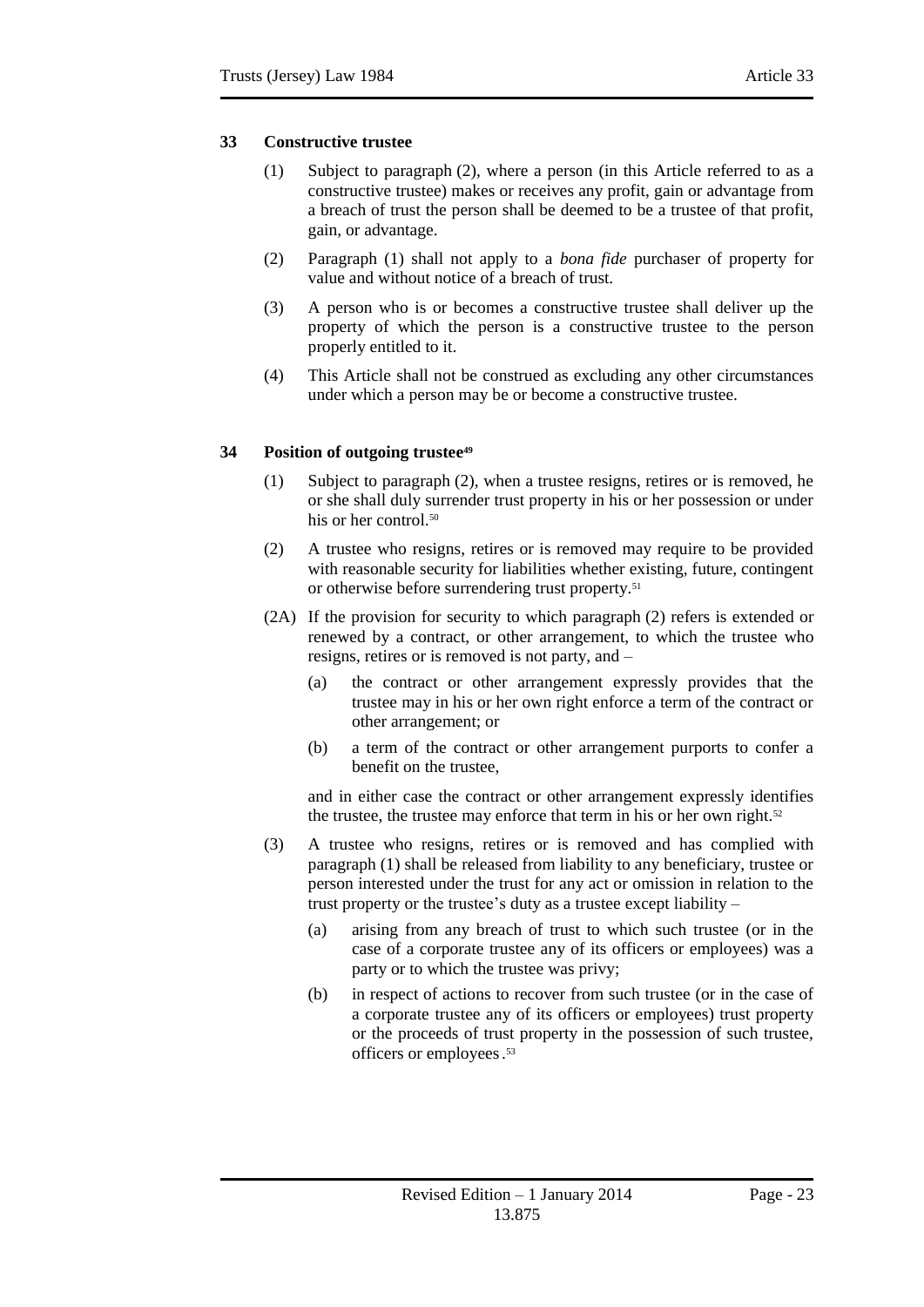## 33 Constructive trustee

(1) Subject to paragraph (2), where a person (in this Article referred to as a constructive trustee) makes or receives any profit, gain or advantage from a breach of trust the person shall be deemed to be a trustee of that profit, gain, or advantage.

(2) Paragraph (1) shall not apply to a *bona fide* purchaser of property for value and without notice of a breach of trust.

(3) A person who is or becomes a constructive trustee shall deliver up the property of which the person is a constructive trustee to the person properly entitled to it.

(4) This Article shall not be construed as excluding any other circumstances under which a person may be or become a constructive trustee.

## 34 Position of outgoing trustee[49]

(1) Subject to paragraph (2), when a trustee resigns, retires or is removed, he or she shall duly surrender trust property in his or her possession or under his or her control.[50]

(2) A trustee who resigns, retires or is removed may require to be provided with reasonable security for liabilities whether existing, future, contingent or otherwise before surrendering trust property.[51]

(2A) If the provision for security to which paragraph (2) refers is extended or renewed by a contract, or other arrangement, to which the trustee who resigns, retires or is removed is not party, and –

(a) the contract or other arrangement expressly provides that the trustee may in his or her own right enforce a term of the contract or other arrangement; or

(b) a term of the contract or other arrangement purports to confer a benefit on the trustee,

and in either case the contract or other arrangement expressly identifies the trustee, the trustee may enforce that term in his or her own right.[52]

(3) A trustee who resigns, retires or is removed and has complied with paragraph (1) shall be released from liability to any beneficiary, trustee or person interested under the trust for any act or omission in relation to the trust property or the trustee's duty as a trustee except liability –

(a) arising from any breach of trust to which such trustee (or in the case of a corporate trustee any of its officers or employees) was a party or to which the trustee was privy;

(b) in respect of actions to recover from such trustee (or in the case of a corporate trustee any of its officers or employees) trust property or the proceeds of trust property in the possession of such trustee, officers or employees.[53]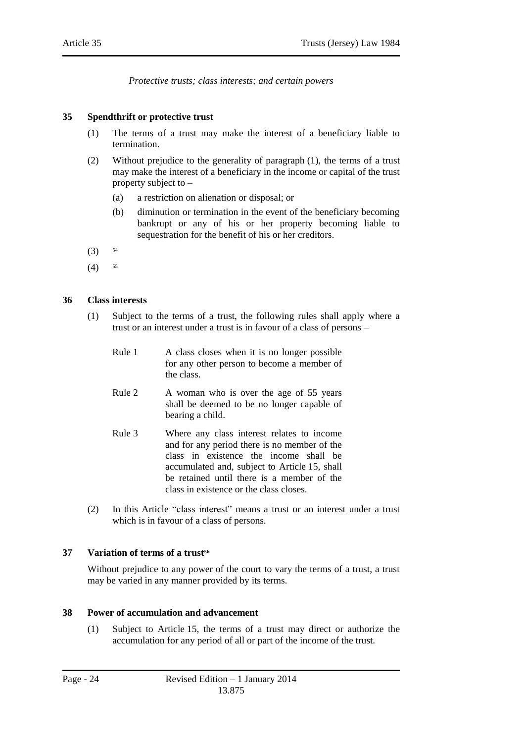*Protective trusts; class interests; and certain powers*

### 35 Spendthrift or protective trust

(1) The terms of a trust may make the interest of a beneficiary liable to termination.

(2) Without prejudice to the generality of paragraph (1), the terms of a trust may make the interest of a beneficiary in the income or capital of the trust property subject to –

(a) a restriction on alienation or disposal; or

(b) diminution or termination in the event of the beneficiary becoming bankrupt or any of his or her property becoming liable to sequestration for the benefit of his or her creditors.

(3) [54]

(4) [55]

### 36 Class interests

(1) Subject to the terms of a trust, the following rules shall apply where a trust or an interest under a trust is in favour of a class of persons –

Rule 1 A class closes when it is no longer possible for any other person to become a member of the class.

Rule 2 A woman who is over the age of 55 years shall be deemed to be no longer capable of bearing a child.

Rule 3 Where any class interest relates to income and for any period there is no member of the class in existence the income shall be accumulated and, subject to Article 15, shall be retained until there is a member of the class in existence or the class closes.

(2) In this Article "class interest" means a trust or an interest under a trust which is in favour of a class of persons.

### 37 Variation of terms of a trust[56]

Without prejudice to any power of the court to vary the terms of a trust, a trust may be varied in any manner provided by its terms.

### 38 Power of accumulation and advancement

(1) Subject to Article 15, the terms of a trust may direct or authorize the accumulation for any period of all or part of the income of the trust.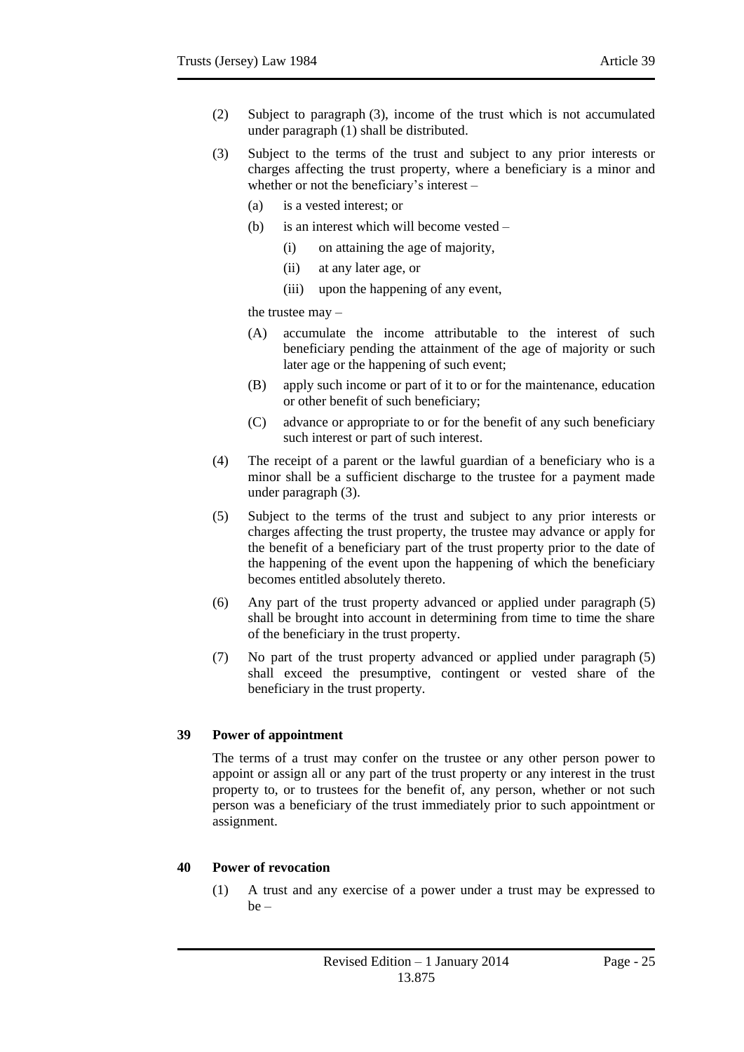(2) Subject to paragraph (3), income of the trust which is not accumulated under paragraph (1) shall be distributed.

(3) Subject to the terms of the trust and subject to any prior interests or charges affecting the trust property, where a beneficiary is a minor and whether or not the beneficiary's interest –

   (a) is a vested interest; or

   (b) is an interest which will become vested –

      (i) on attaining the age of majority,

      (ii) at any later age, or

      (iii) upon the happening of any event,

   the trustee may –

   (A) accumulate the income attributable to the interest of such beneficiary pending the attainment of the age of majority or such later age or the happening of such event;

   (B) apply such income or part of it to or for the maintenance, education or other benefit of such beneficiary;

   (C) advance or appropriate to or for the benefit of any such beneficiary such interest or part of such interest.

(4) The receipt of a parent or the lawful guardian of a beneficiary who is a minor shall be a sufficient discharge to the trustee for a payment made under paragraph (3).

(5) Subject to the terms of the trust and subject to any prior interests or charges affecting the trust property, the trustee may advance or apply for the benefit of a beneficiary part of the trust property prior to the date of the happening of the event upon the happening of which the beneficiary becomes entitled absolutely thereto.

(6) Any part of the trust property advanced or applied under paragraph (5) shall be brought into account in determining from time to time the share of the beneficiary in the trust property.

(7) No part of the trust property advanced or applied under paragraph (5) shall exceed the presumptive, contingent or vested share of the beneficiary in the trust property.

## 39 Power of appointment

The terms of a trust may confer on the trustee or any other person power to appoint or assign all or any part of the trust property or any interest in the trust property to, or to trustees for the benefit of, any person, whether or not such person was a beneficiary of the trust immediately prior to such appointment or assignment.

## 40 Power of revocation

(1) A trust and any exercise of a power under a trust may be expressed to be –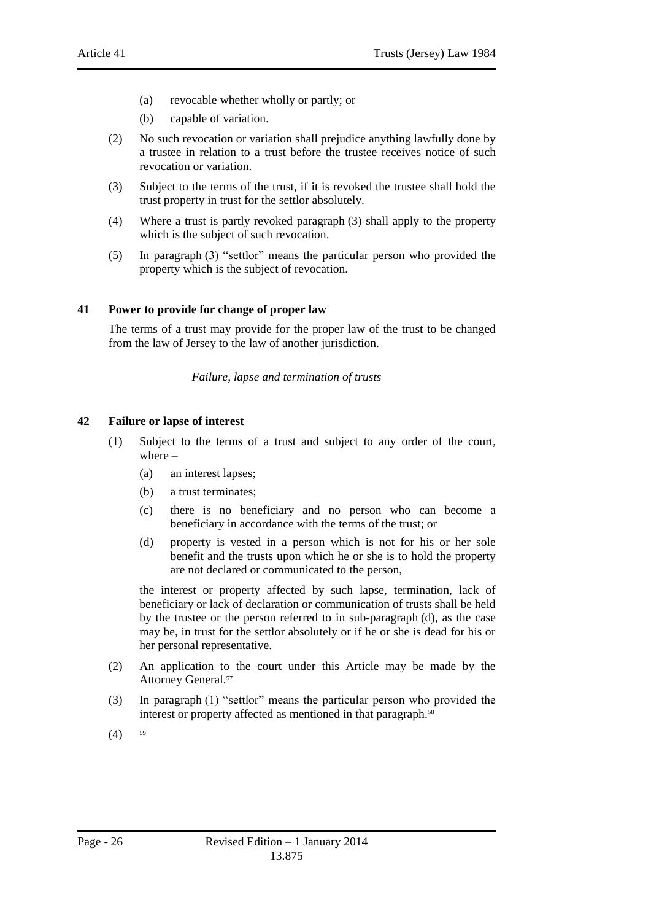(a) revocable whether wholly or partly; or

(b) capable of variation.

(2) No such revocation or variation shall prejudice anything lawfully done by a trustee in relation to a trust before the trustee receives notice of such revocation or variation.

(3) Subject to the terms of the trust, if it is revoked the trustee shall hold the trust property in trust for the settlor absolutely.

(4) Where a trust is partly revoked paragraph (3) shall apply to the property which is the subject of such revocation.

(5) In paragraph (3) "settlor" means the particular person who provided the property which is the subject of revocation.

**41 Power to provide for change of proper law**

The terms of a trust may provide for the proper law of the trust to be changed from the law of Jersey to the law of another jurisdiction.

*Failure, lapse and termination of trusts*

**42 Failure or lapse of interest**

(1) Subject to the terms of a trust and subject to any order of the court, where –

(a) an interest lapses;

(b) a trust terminates;

(c) there is no beneficiary and no person who can become a beneficiary in accordance with the terms of the trust; or

(d) property is vested in a person which is not for his or her sole benefit and the trusts upon which he or she is to hold the property are not declared or communicated to the person,

the interest or property affected by such lapse, termination, lack of beneficiary or lack of declaration or communication of trusts shall be held by the trustee or the person referred to in sub-paragraph (d), as the case may be, in trust for the settlor absolutely or if he or she is dead for his or her personal representative.

(2) An application to the court under this Article may be made by the Attorney General.[57]

(3) In paragraph (1) "settlor" means the particular person who provided the interest or property affected as mentioned in that paragraph.[58]

(4) [59]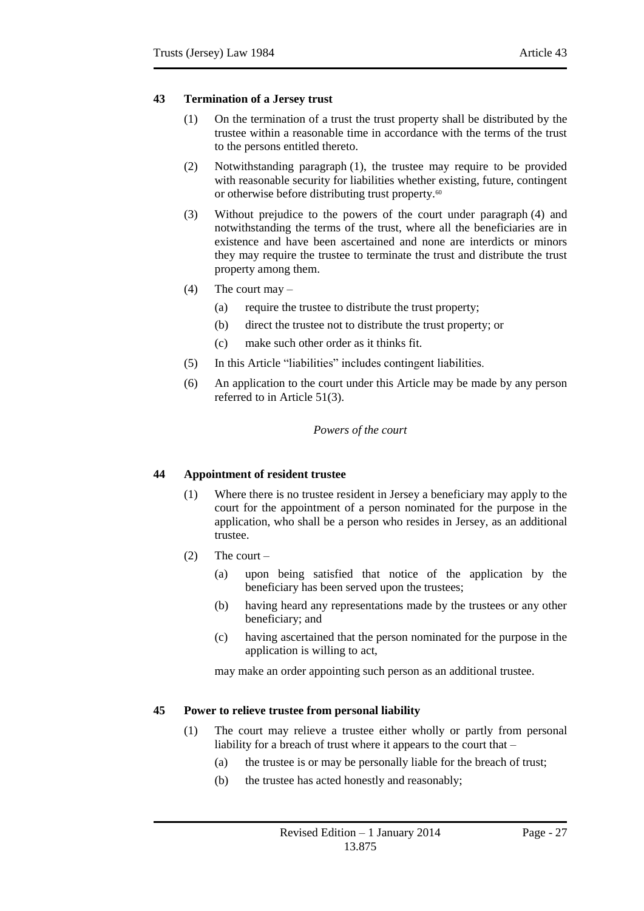## 43 Termination of a Jersey trust

(1) On the termination of a trust the trust property shall be distributed by the trustee within a reasonable time in accordance with the terms of the trust to the persons entitled thereto.

(2) Notwithstanding paragraph (1), the trustee may require to be provided with reasonable security for liabilities whether existing, future, contingent or otherwise before distributing trust property.[60]

(3) Without prejudice to the powers of the court under paragraph (4) and notwithstanding the terms of the trust, where all the beneficiaries are in existence and have been ascertained and none are interdicts or minors they may require the trustee to terminate the trust and distribute the trust property among them.

(4) The court may –

(a) require the trustee to distribute the trust property;

(b) direct the trustee not to distribute the trust property; or

(c) make such other order as it thinks fit.

(5) In this Article "liabilities" includes contingent liabilities.

(6) An application to the court under this Article may be made by any person referred to in Article 51(3).

*Powers of the court*

## 44 Appointment of resident trustee

(1) Where there is no trustee resident in Jersey a beneficiary may apply to the court for the appointment of a person nominated for the purpose in the application, who shall be a person who resides in Jersey, as an additional trustee.

(2) The court –

(a) upon being satisfied that notice of the application by the beneficiary has been served upon the trustees;

(b) having heard any representations made by the trustees or any other beneficiary; and

(c) having ascertained that the person nominated for the purpose in the application is willing to act,

may make an order appointing such person as an additional trustee.

## 45 Power to relieve trustee from personal liability

(1) The court may relieve a trustee either wholly or partly from personal liability for a breach of trust where it appears to the court that –

(a) the trustee is or may be personally liable for the breach of trust;

(b) the trustee has acted honestly and reasonably;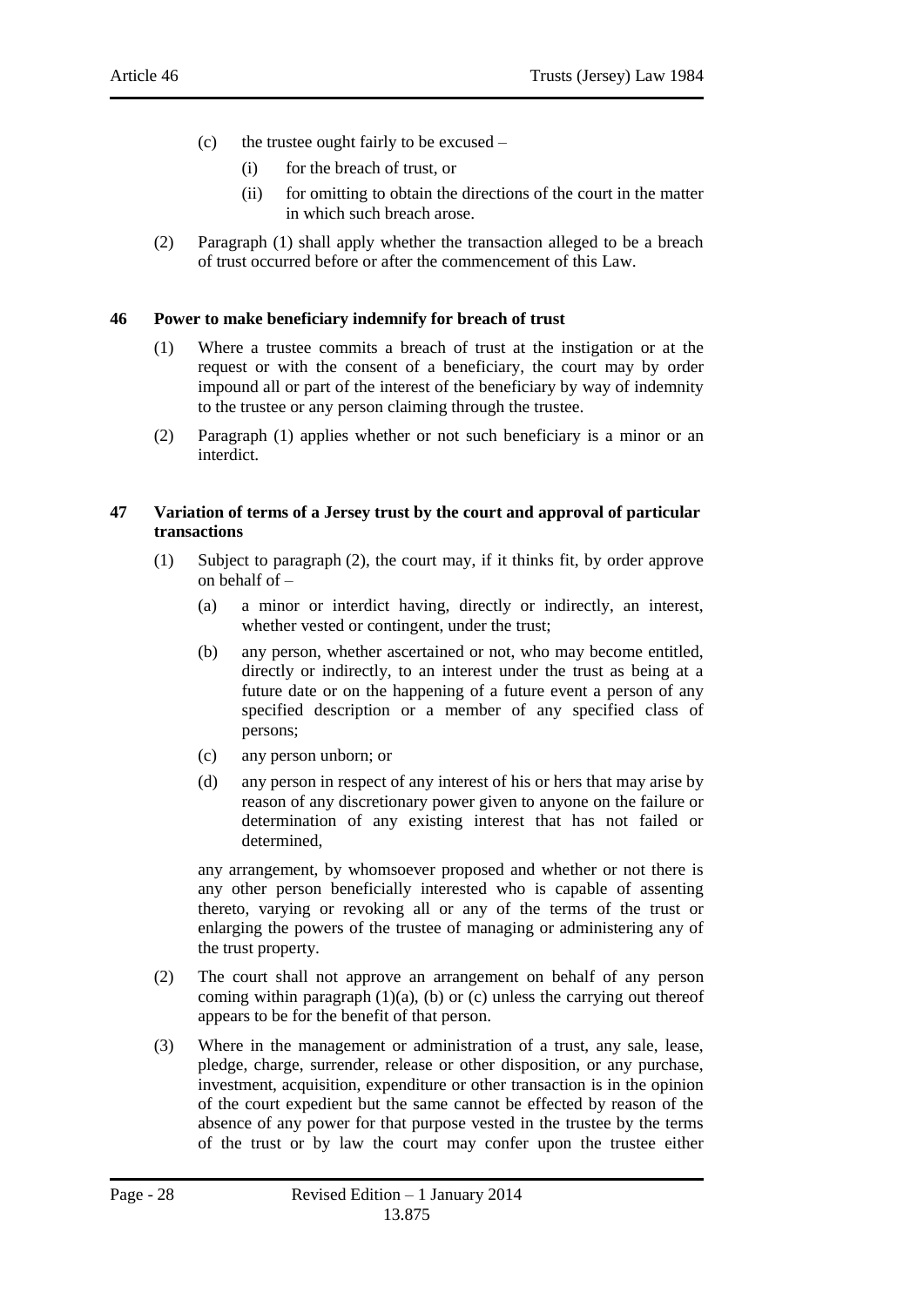(c) the trustee ought fairly to be excused –

  (i) for the breach of trust, or

  (ii) for omitting to obtain the directions of the court in the matter in which such breach arose.

(2) Paragraph (1) shall apply whether the transaction alleged to be a breach of trust occurred before or after the commencement of this Law.

## 46 Power to make beneficiary indemnify for breach of trust

(1) Where a trustee commits a breach of trust at the instigation or at the request or with the consent of a beneficiary, the court may by order impound all or part of the interest of the beneficiary by way of indemnity to the trustee or any person claiming through the trustee.

(2) Paragraph (1) applies whether or not such beneficiary is a minor or an interdict.

## 47 Variation of terms of a Jersey trust by the court and approval of particular transactions

(1) Subject to paragraph (2), the court may, if it thinks fit, by order approve on behalf of –

  (a) a minor or interdict having, directly or indirectly, an interest, whether vested or contingent, under the trust;

  (b) any person, whether ascertained or not, who may become entitled, directly or indirectly, to an interest under the trust as being at a future date or on the happening of a future event a person of any specified description or a member of any specified class of persons;

  (c) any person unborn; or

  (d) any person in respect of any interest of his or hers that may arise by reason of any discretionary power given to anyone on the failure or determination of any existing interest that has not failed or determined,

any arrangement, by whomsoever proposed and whether or not there is any other person beneficially interested who is capable of assenting thereto, varying or revoking all or any of the terms of the trust or enlarging the powers of the trustee of managing or administering any of the trust property.

(2) The court shall not approve an arrangement on behalf of any person coming within paragraph (1)(a), (b) or (c) unless the carrying out thereof appears to be for the benefit of that person.

(3) Where in the management or administration of a trust, any sale, lease, pledge, charge, surrender, release or other disposition, or any purchase, investment, acquisition, expenditure or other transaction is in the opinion of the court expedient but the same cannot be effected by reason of the absence of any power for that purpose vested in the trustee by the terms of the trust or by law the court may confer upon the trustee either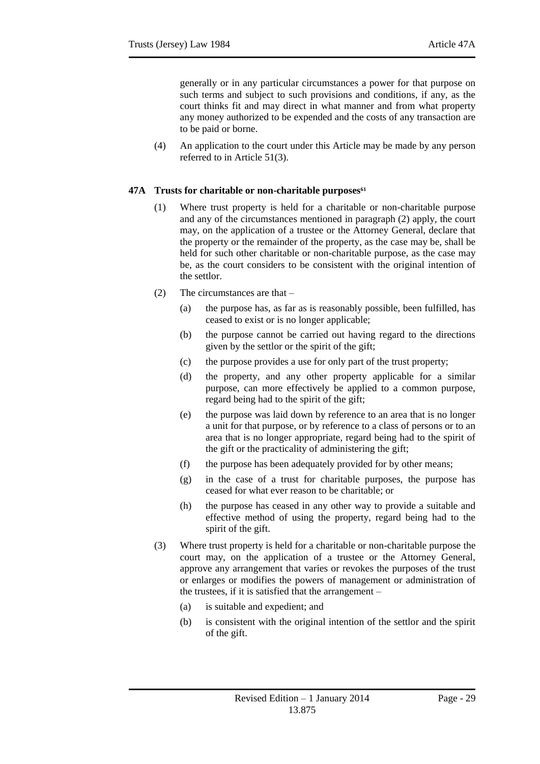generally or in any particular circumstances a power for that purpose on such terms and subject to such provisions and conditions, if any, as the court thinks fit and may direct in what manner and from what property any money authorized to be expended and the costs of any transaction are to be paid or borne.

(4) An application to the court under this Article may be made by any person referred to in Article 51(3).

**47A Trusts for charitable or non-charitable purposes**[61]

(1) Where trust property is held for a charitable or non-charitable purpose and any of the circumstances mentioned in paragraph (2) apply, the court may, on the application of a trustee or the Attorney General, declare that the property or the remainder of the property, as the case may be, shall be held for such other charitable or non-charitable purpose, as the case may be, as the court considers to be consistent with the original intention of the settlor.

(2) The circumstances are that –

(a) the purpose has, as far as is reasonably possible, been fulfilled, has ceased to exist or is no longer applicable;

(b) the purpose cannot be carried out having regard to the directions given by the settlor or the spirit of the gift;

(c) the purpose provides a use for only part of the trust property;

(d) the property, and any other property applicable for a similar purpose, can more effectively be applied to a common purpose, regard being had to the spirit of the gift;

(e) the purpose was laid down by reference to an area that is no longer a unit for that purpose, or by reference to a class of persons or to an area that is no longer appropriate, regard being had to the spirit of the gift or the practicality of administering the gift;

(f) the purpose has been adequately provided for by other means;

(g) in the case of a trust for charitable purposes, the purpose has ceased for what ever reason to be charitable; or

(h) the purpose has ceased in any other way to provide a suitable and effective method of using the property, regard being had to the spirit of the gift.

(3) Where trust property is held for a charitable or non-charitable purpose the court may, on the application of a trustee or the Attorney General, approve any arrangement that varies or revokes the purposes of the trust or enlarges or modifies the powers of management or administration of the trustees, if it is satisfied that the arrangement –

(a) is suitable and expedient; and

(b) is consistent with the original intention of the settlor and the spirit of the gift.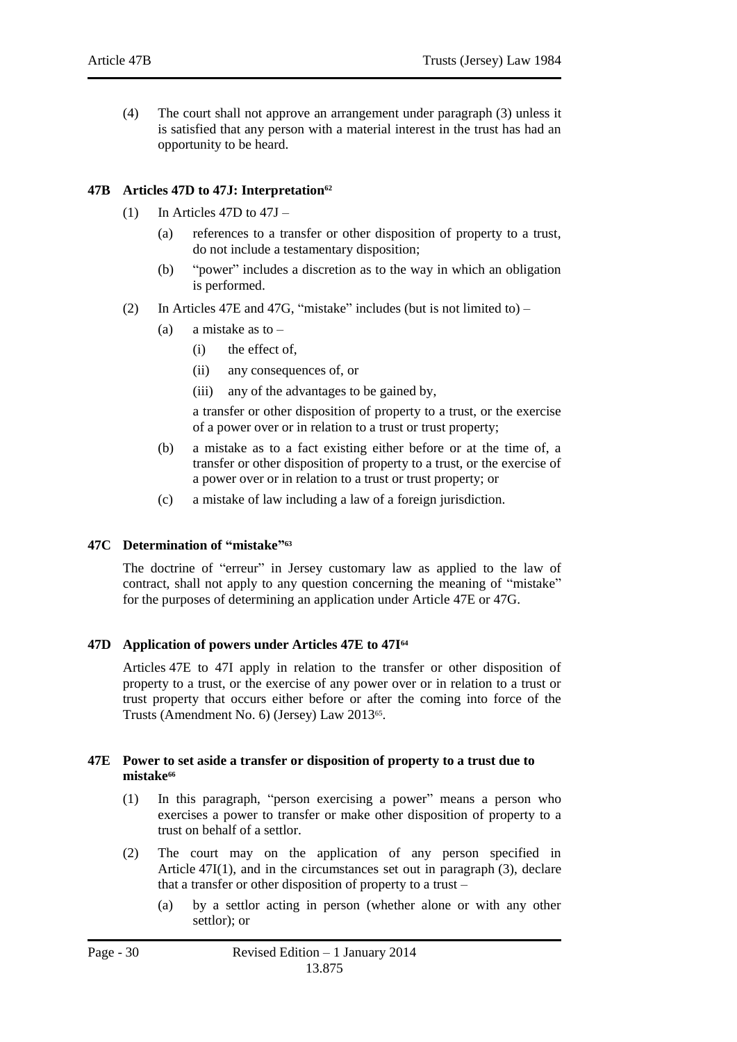(4) The court shall not approve an arrangement under paragraph (3) unless it is satisfied that any person with a material interest in the trust has had an opportunity to be heard.

### 47B Articles 47D to 47J: Interpretation[62]

(1) In Articles 47D to 47J –

(a) references to a transfer or other disposition of property to a trust, do not include a testamentary disposition;

(b) "power" includes a discretion as to the way in which an obligation is performed.

(2) In Articles 47E and 47G, "mistake" includes (but is not limited to) –

(a) a mistake as to –

(i) the effect of,

(ii) any consequences of, or

(iii) any of the advantages to be gained by,

a transfer or other disposition of property to a trust, or the exercise of a power over or in relation to a trust or trust property;

(b) a mistake as to a fact existing either before or at the time of, a transfer or other disposition of property to a trust, or the exercise of a power over or in relation to a trust or trust property; or

(c) a mistake of law including a law of a foreign jurisdiction.

### 47C Determination of "mistake"[63]

The doctrine of "erreur" in Jersey customary law as applied to the law of contract, shall not apply to any question concerning the meaning of "mistake" for the purposes of determining an application under Article 47E or 47G.

### 47D Application of powers under Articles 47E to 47I[64]

Articles 47E to 47I apply in relation to the transfer or other disposition of property to a trust, or the exercise of any power over or in relation to a trust or trust property that occurs either before or after the coming into force of the Trusts (Amendment No. 6) (Jersey) Law 2013[65].

### 47E Power to set aside a transfer or disposition of property to a trust due to mistake[66]

(1) In this paragraph, "person exercising a power" means a person who exercises a power to transfer or make other disposition of property to a trust on behalf of a settlor.

(2) The court may on the application of any person specified in Article 47I(1), and in the circumstances set out in paragraph (3), declare that a transfer or other disposition of property to a trust –

(a) by a settlor acting in person (whether alone or with any other settlor); or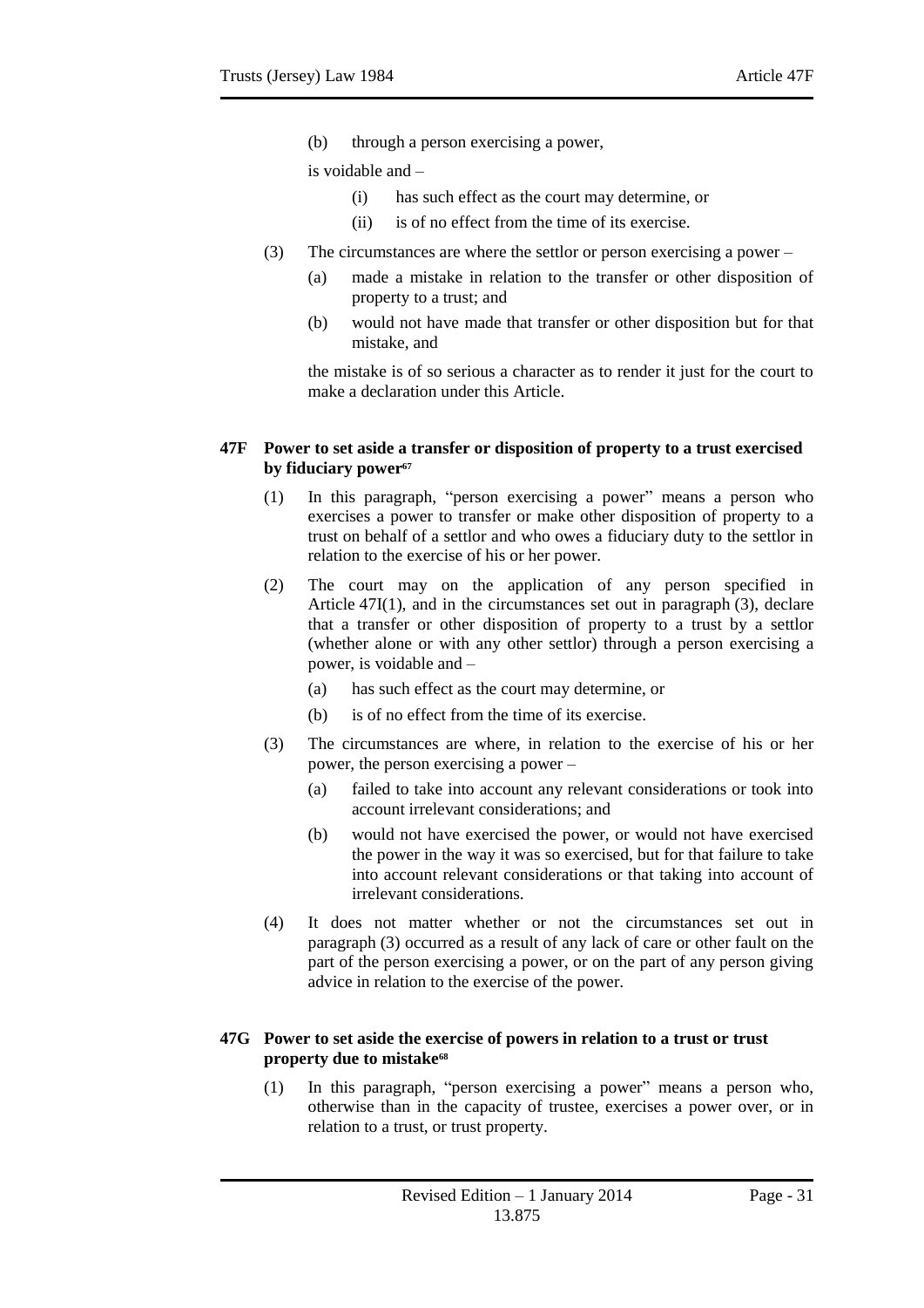(b) through a person exercising a power,

is voidable and –

(i) has such effect as the court may determine, or

(ii) is of no effect from the time of its exercise.

(3) The circumstances are where the settlor or person exercising a power –

(a) made a mistake in relation to the transfer or other disposition of property to a trust; and

(b) would not have made that transfer or other disposition but for that mistake, and

the mistake is of so serious a character as to render it just for the court to make a declaration under this Article.

### 47F Power to set aside a transfer or disposition of property to a trust exercised by fiduciary power[67]

(1) In this paragraph, "person exercising a power" means a person who exercises a power to transfer or make other disposition of property to a trust on behalf of a settlor and who owes a fiduciary duty to the settlor in relation to the exercise of his or her power.

(2) The court may on the application of any person specified in Article 47I(1), and in the circumstances set out in paragraph (3), declare that a transfer or other disposition of property to a trust by a settlor (whether alone or with any other settlor) through a person exercising a power, is voidable and –

(a) has such effect as the court may determine, or

(b) is of no effect from the time of its exercise.

(3) The circumstances are where, in relation to the exercise of his or her power, the person exercising a power –

(a) failed to take into account any relevant considerations or took into account irrelevant considerations; and

(b) would not have exercised the power, or would not have exercised the power in the way it was so exercised, but for that failure to take into account relevant considerations or that taking into account of irrelevant considerations.

(4) It does not matter whether or not the circumstances set out in paragraph (3) occurred as a result of any lack of care or other fault on the part of the person exercising a power, or on the part of any person giving advice in relation to the exercise of the power.

### 47G Power to set aside the exercise of powers in relation to a trust or trust property due to mistake[68]

(1) In this paragraph, "person exercising a power" means a person who, otherwise than in the capacity of trustee, exercises a power over, or in relation to a trust, or trust property.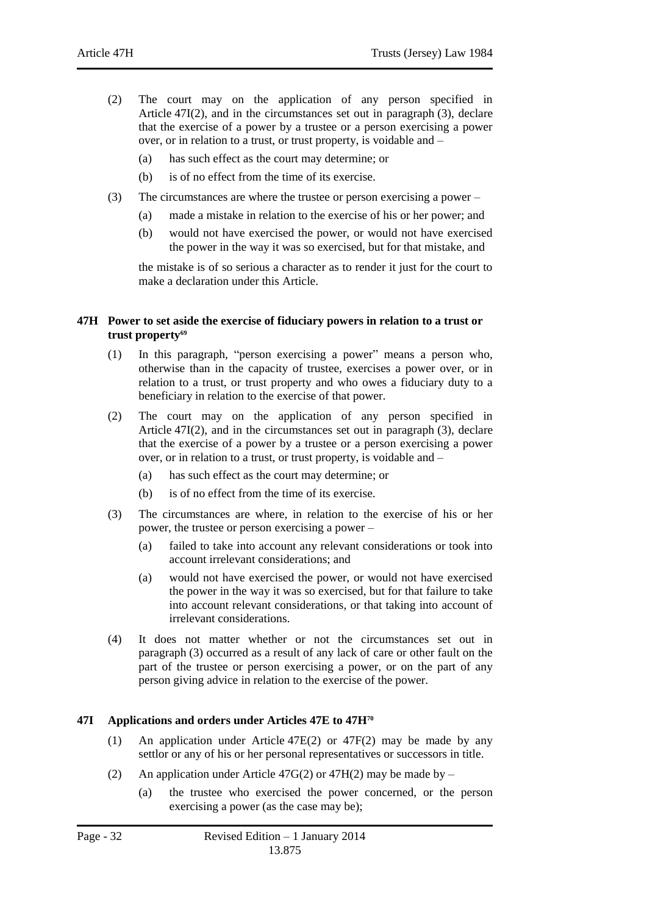(2) The court may on the application of any person specified in Article 47I(2), and in the circumstances set out in paragraph (3), declare that the exercise of a power by a trustee or a person exercising a power over, or in relation to a trust, or trust property, is voidable and –

(a) has such effect as the court may determine; or

(b) is of no effect from the time of its exercise.

(3) The circumstances are where the trustee or person exercising a power –

(a) made a mistake in relation to the exercise of his or her power; and

(b) would not have exercised the power, or would not have exercised the power in the way it was so exercised, but for that mistake, and

the mistake is of so serious a character as to render it just for the court to make a declaration under this Article.

### 47H Power to set aside the exercise of fiduciary powers in relation to a trust or trust property[69]

(1) In this paragraph, "person exercising a power" means a person who, otherwise than in the capacity of trustee, exercises a power over, or in relation to a trust, or trust property and who owes a fiduciary duty to a beneficiary in relation to the exercise of that power.

(2) The court may on the application of any person specified in Article 47I(2), and in the circumstances set out in paragraph (3), declare that the exercise of a power by a trustee or a person exercising a power over, or in relation to a trust, or trust property, is voidable and –

(a) has such effect as the court may determine; or

(b) is of no effect from the time of its exercise.

(3) The circumstances are where, in relation to the exercise of his or her power, the trustee or person exercising a power –

(a) failed to take into account any relevant considerations or took into account irrelevant considerations; and

(a) would not have exercised the power, or would not have exercised the power in the way it was so exercised, but for that failure to take into account relevant considerations, or that taking into account of irrelevant considerations.

(4) It does not matter whether or not the circumstances set out in paragraph (3) occurred as a result of any lack of care or other fault on the part of the trustee or person exercising a power, or on the part of any person giving advice in relation to the exercise of the power.

### 47I Applications and orders under Articles 47E to 47H[70]

(1) An application under Article 47E(2) or 47F(2) may be made by any settlor or any of his or her personal representatives or successors in title.

(2) An application under Article 47G(2) or 47H(2) may be made by –

(a) the trustee who exercised the power concerned, or the person exercising a power (as the case may be);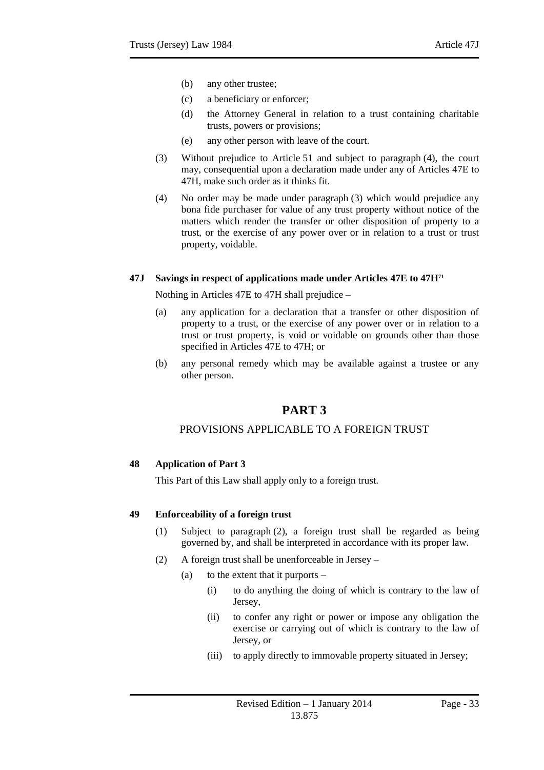(b) any other trustee;

(c) a beneficiary or enforcer;

(d) the Attorney General in relation to a trust containing charitable trusts, powers or provisions;

(e) any other person with leave of the court.

(3) Without prejudice to Article 51 and subject to paragraph (4), the court may, consequential upon a declaration made under any of Articles 47E to 47H, make such order as it thinks fit.

(4) No order may be made under paragraph (3) which would prejudice any bona fide purchaser for value of any trust property without notice of the matters which render the transfer or other disposition of property to a trust, or the exercise of any power over or in relation to a trust or trust property, voidable.

**47J Savings in respect of applications made under Articles 47E to 47H[71]**

Nothing in Articles 47E to 47H shall prejudice –

(a) any application for a declaration that a transfer or other disposition of property to a trust, or the exercise of any power over or in relation to a trust or trust property, is void or voidable on grounds other than those specified in Articles 47E to 47H; or

(b) any personal remedy which may be available against a trustee or any other person.

# PART 3

## PROVISIONS APPLICABLE TO A FOREIGN TRUST

**48 Application of Part 3**

This Part of this Law shall apply only to a foreign trust.

**49 Enforceability of a foreign trust**

(1) Subject to paragraph (2), a foreign trust shall be regarded as being governed by, and shall be interpreted in accordance with its proper law.

(2) A foreign trust shall be unenforceable in Jersey –

(a) to the extent that it purports –

(i) to do anything the doing of which is contrary to the law of Jersey,

(ii) to confer any right or power or impose any obligation the exercise or carrying out of which is contrary to the law of Jersey, or

(iii) to apply directly to immovable property situated in Jersey;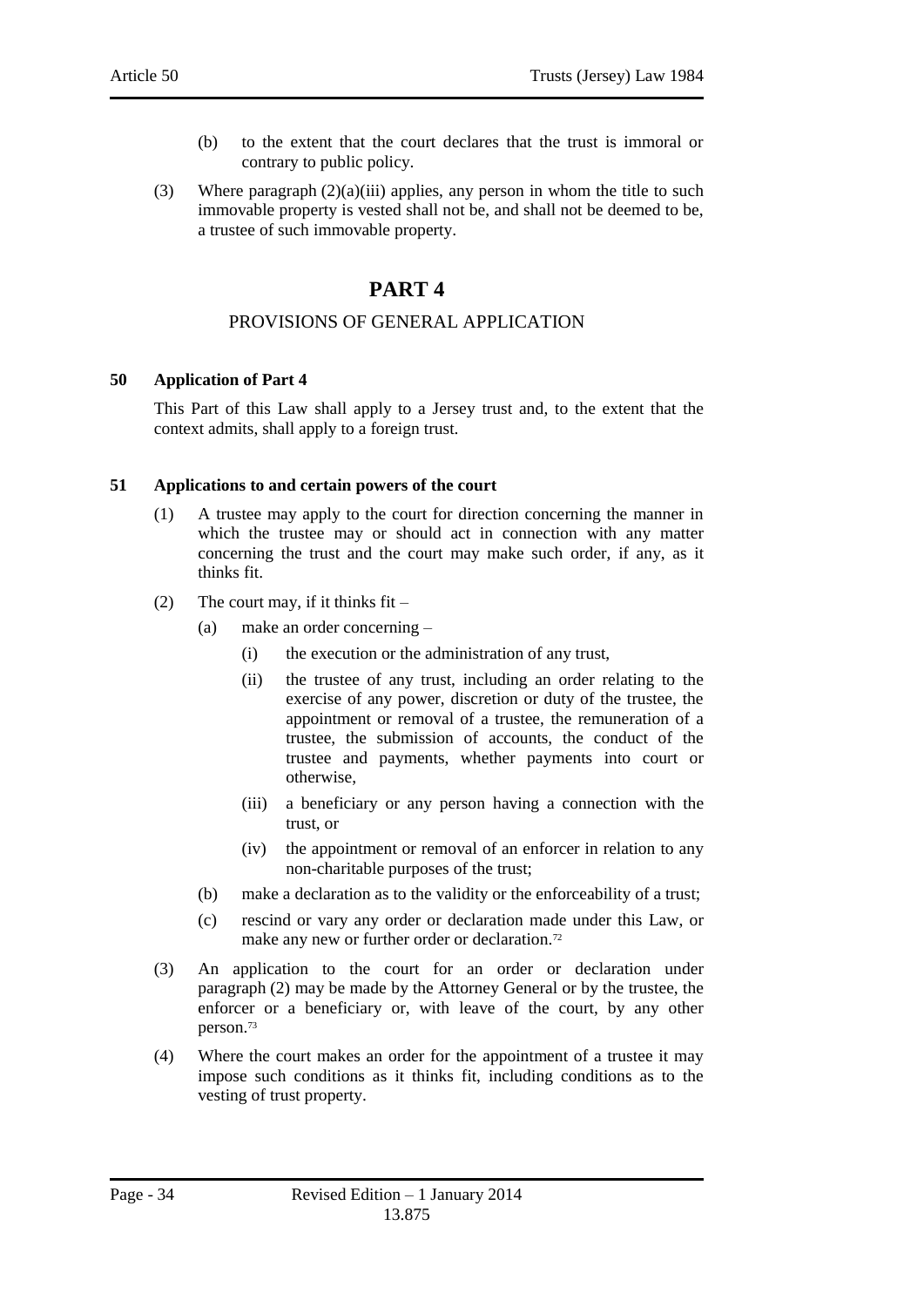(b) to the extent that the court declares that the trust is immoral or contrary to public policy.

(3) Where paragraph (2)(a)(iii) applies, any person in whom the title to such immovable property is vested shall not be, and shall not be deemed to be, a trustee of such immovable property.

# PART 4

## PROVISIONS OF GENERAL APPLICATION

### 50 Application of Part 4

This Part of this Law shall apply to a Jersey trust and, to the extent that the context admits, shall apply to a foreign trust.

### 51 Applications to and certain powers of the court

(1) A trustee may apply to the court for direction concerning the manner in which the trustee may or should act in connection with any matter concerning the trust and the court may make such order, if any, as it thinks fit.

(2) The court may, if it thinks fit –

- (a) make an order concerning –
  - (i) the execution or the administration of any trust,
  - (ii) the trustee of any trust, including an order relating to the exercise of any power, discretion or duty of the trustee, the appointment or removal of a trustee, the remuneration of a trustee, the submission of accounts, the conduct of the trustee and payments, whether payments into court or otherwise,
  - (iii) a beneficiary or any person having a connection with the trust, or
  - (iv) the appointment or removal of an enforcer in relation to any non-charitable purposes of the trust;
- (b) make a declaration as to the validity or the enforceability of a trust;
- (c) rescind or vary any order or declaration made under this Law, or make any new or further order or declaration.[72]

(3) An application to the court for an order or declaration under paragraph (2) may be made by the Attorney General or by the trustee, the enforcer or a beneficiary or, with leave of the court, by any other person.[73]

(4) Where the court makes an order for the appointment of a trustee it may impose such conditions as it thinks fit, including conditions as to the vesting of trust property.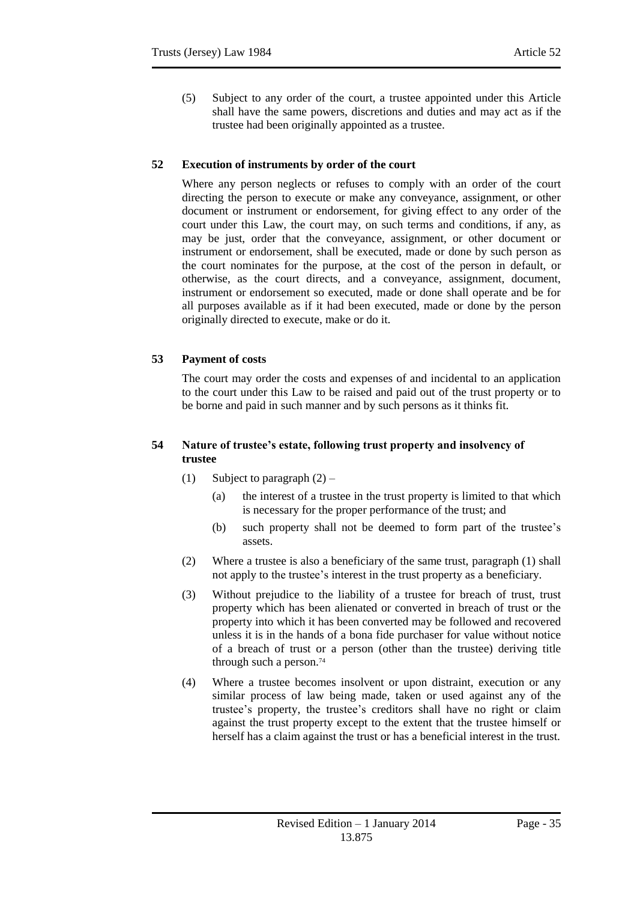(5) Subject to any order of the court, a trustee appointed under this Article shall have the same powers, discretions and duties and may act as if the trustee had been originally appointed as a trustee.

## 52 Execution of instruments by order of the court

Where any person neglects or refuses to comply with an order of the court directing the person to execute or make any conveyance, assignment, or other document or instrument or endorsement, for giving effect to any order of the court under this Law, the court may, on such terms and conditions, if any, as may be just, order that the conveyance, assignment, or other document or instrument or endorsement, shall be executed, made or done by such person as the court nominates for the purpose, at the cost of the person in default, or otherwise, as the court directs, and a conveyance, assignment, document, instrument or endorsement so executed, made or done shall operate and be for all purposes available as if it had been executed, made or done by the person originally directed to execute, make or do it.

## 53 Payment of costs

The court may order the costs and expenses of and incidental to an application to the court under this Law to be raised and paid out of the trust property or to be borne and paid in such manner and by such persons as it thinks fit.

## 54 Nature of trustee's estate, following trust property and insolvency of trustee

(1) Subject to paragraph (2) –

(a) the interest of a trustee in the trust property is limited to that which is necessary for the proper performance of the trust; and

(b) such property shall not be deemed to form part of the trustee's assets.

(2) Where a trustee is also a beneficiary of the same trust, paragraph (1) shall not apply to the trustee's interest in the trust property as a beneficiary.

(3) Without prejudice to the liability of a trustee for breach of trust, trust property which has been alienated or converted in breach of trust or the property into which it has been converted may be followed and recovered unless it is in the hands of a bona fide purchaser for value without notice of a breach of trust or a person (other than the trustee) deriving title through such a person.[74]

(4) Where a trustee becomes insolvent or upon distraint, execution or any similar process of law being made, taken or used against any of the trustee's property, the trustee's creditors shall have no right or claim against the trust property except to the extent that the trustee himself or herself has a claim against the trust or has a beneficial interest in the trust.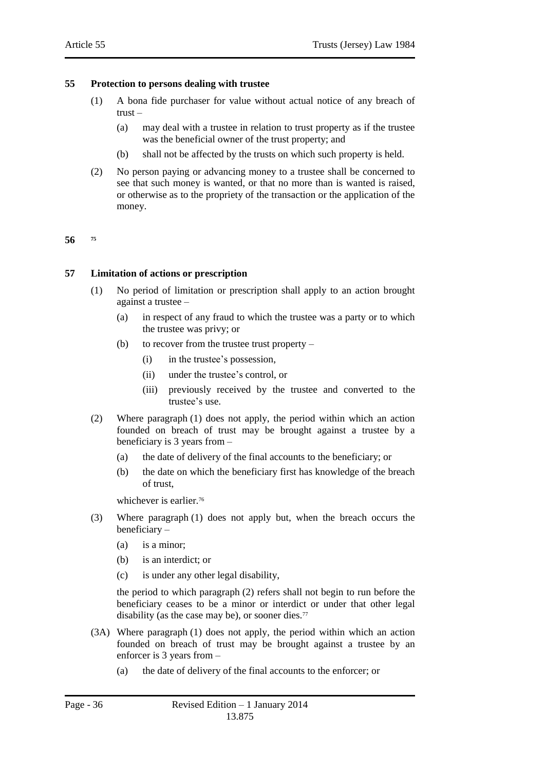## 55 Protection to persons dealing with trustee

(1) A bona fide purchaser for value without actual notice of any breach of trust –

(a) may deal with a trustee in relation to trust property as if the trustee was the beneficial owner of the trust property; and

(b) shall not be affected by the trusts on which such property is held.

(2) No person paying or advancing money to a trustee shall be concerned to see that such money is wanted, or that no more than is wanted is raised, or otherwise as to the propriety of the transaction or the application of the money.

## 56 [75]

## 57 Limitation of actions or prescription

(1) No period of limitation or prescription shall apply to an action brought against a trustee –

(a) in respect of any fraud to which the trustee was a party or to which the trustee was privy; or

(b) to recover from the trustee trust property –

(i) in the trustee's possession,

(ii) under the trustee's control, or

(iii) previously received by the trustee and converted to the trustee's use.

(2) Where paragraph (1) does not apply, the period within which an action founded on breach of trust may be brought against a trustee by a beneficiary is 3 years from –

(a) the date of delivery of the final accounts to the beneficiary; or

(b) the date on which the beneficiary first has knowledge of the breach of trust,

whichever is earlier.[76]

(3) Where paragraph (1) does not apply but, when the breach occurs the beneficiary –

(a) is a minor;

(b) is an interdict; or

(c) is under any other legal disability,

the period to which paragraph (2) refers shall not begin to run before the beneficiary ceases to be a minor or interdict or under that other legal disability (as the case may be), or sooner dies.[77]

(3A) Where paragraph (1) does not apply, the period within which an action founded on breach of trust may be brought against a trustee by an enforcer is 3 years from –

(a) the date of delivery of the final accounts to the enforcer; or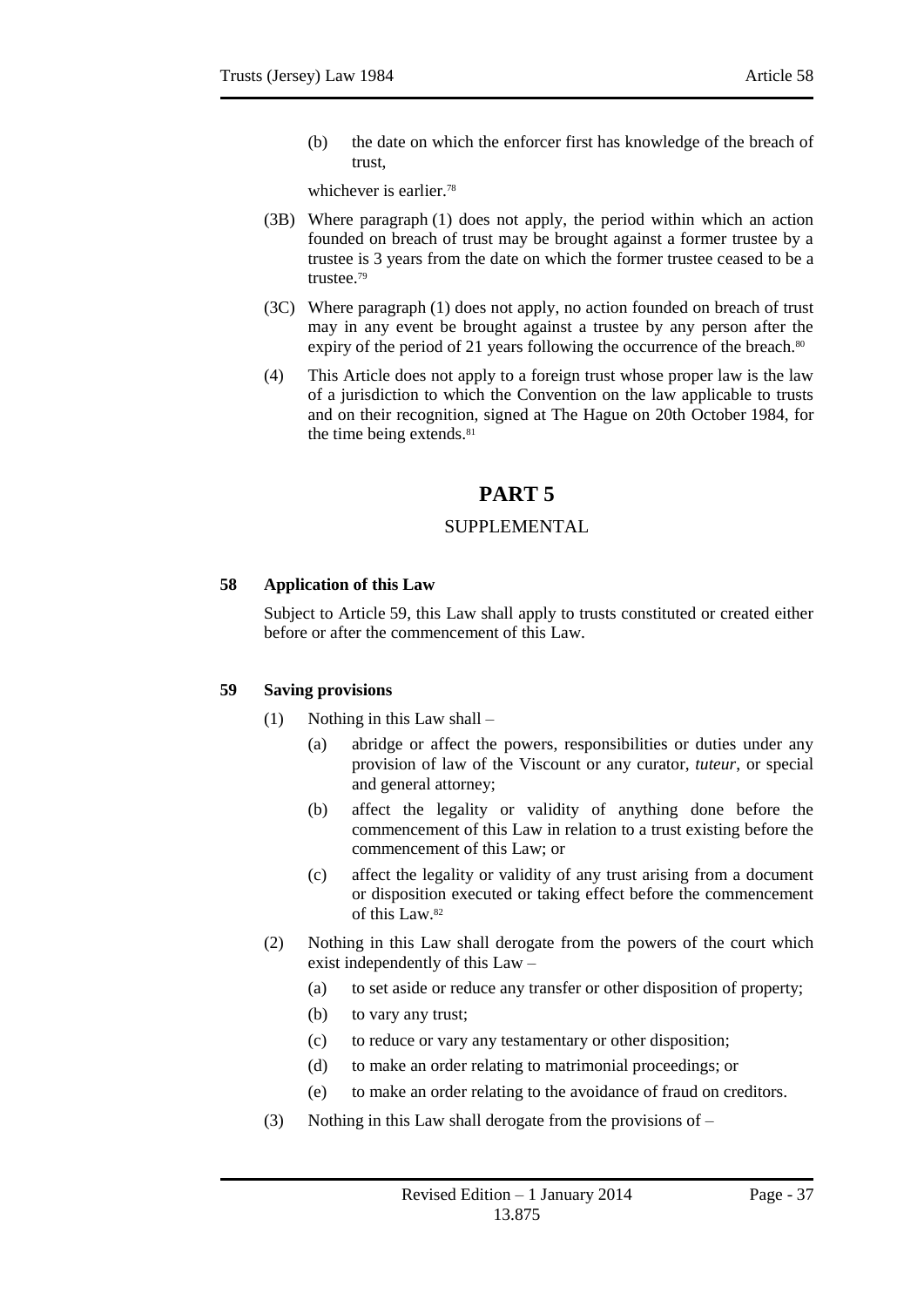(b) the date on which the enforcer first has knowledge of the breach of trust,

whichever is earlier.[78]

(3B) Where paragraph (1) does not apply, the period within which an action founded on breach of trust may be brought against a former trustee by a trustee is 3 years from the date on which the former trustee ceased to be a trustee.[79]

(3C) Where paragraph (1) does not apply, no action founded on breach of trust may in any event be brought against a trustee by any person after the expiry of the period of 21 years following the occurrence of the breach.[80]

(4) This Article does not apply to a foreign trust whose proper law is the law of a jurisdiction to which the Convention on the law applicable to trusts and on their recognition, signed at The Hague on 20th October 1984, for the time being extends.[81]

# PART 5

## SUPPLEMENTAL

### 58 Application of this Law

Subject to Article 59, this Law shall apply to trusts constituted or created either before or after the commencement of this Law.

### 59 Saving provisions

(1) Nothing in this Law shall –

(a) abridge or affect the powers, responsibilities or duties under any provision of law of the Viscount or any curator, *tuteur*, or special and general attorney;

(b) affect the legality or validity of anything done before the commencement of this Law in relation to a trust existing before the commencement of this Law; or

(c) affect the legality or validity of any trust arising from a document or disposition executed or taking effect before the commencement of this Law.[82]

(2) Nothing in this Law shall derogate from the powers of the court which exist independently of this Law –

(a) to set aside or reduce any transfer or other disposition of property;

(b) to vary any trust;

(c) to reduce or vary any testamentary or other disposition;

(d) to make an order relating to matrimonial proceedings; or

(e) to make an order relating to the avoidance of fraud on creditors.

(3) Nothing in this Law shall derogate from the provisions of –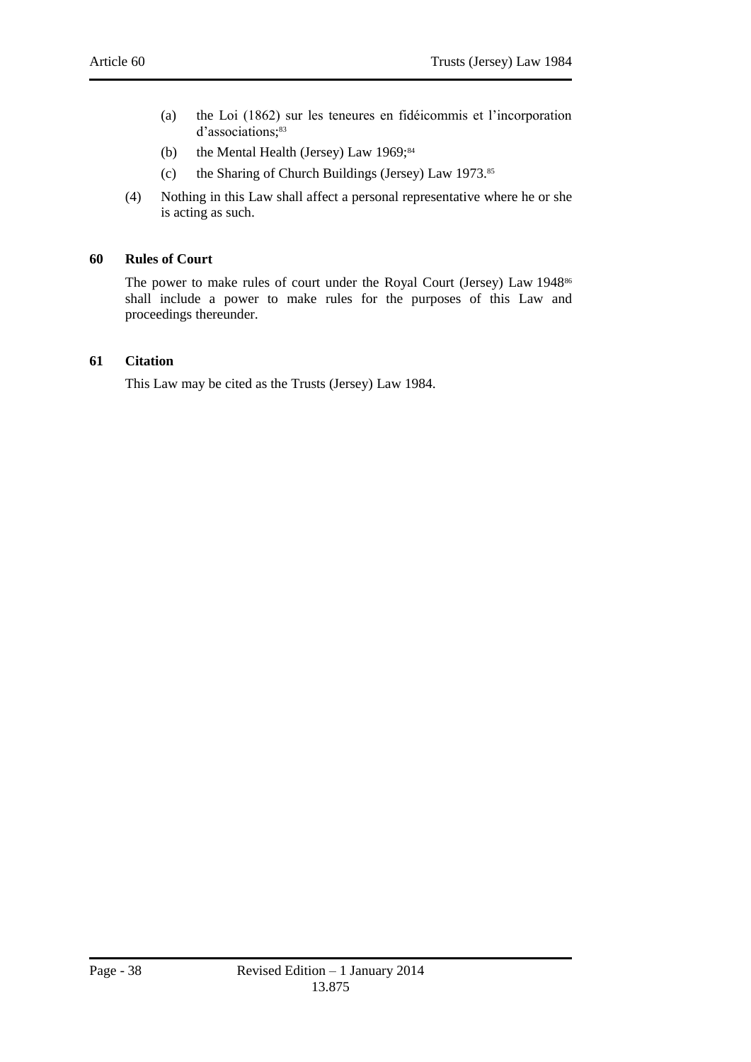(a) the Loi (1862) sur les teneures en fidéicommis et l'incorporation d'associations;[83]

(b) the Mental Health (Jersey) Law 1969;[84]

(c) the Sharing of Church Buildings (Jersey) Law 1973.[85]

(4) Nothing in this Law shall affect a personal representative where he or she is acting as such.

**60 Rules of Court**

The power to make rules of court under the Royal Court (Jersey) Law 1948[86] shall include a power to make rules for the purposes of this Law and proceedings thereunder.

**61 Citation**

This Law may be cited as the Trusts (Jersey) Law 1984.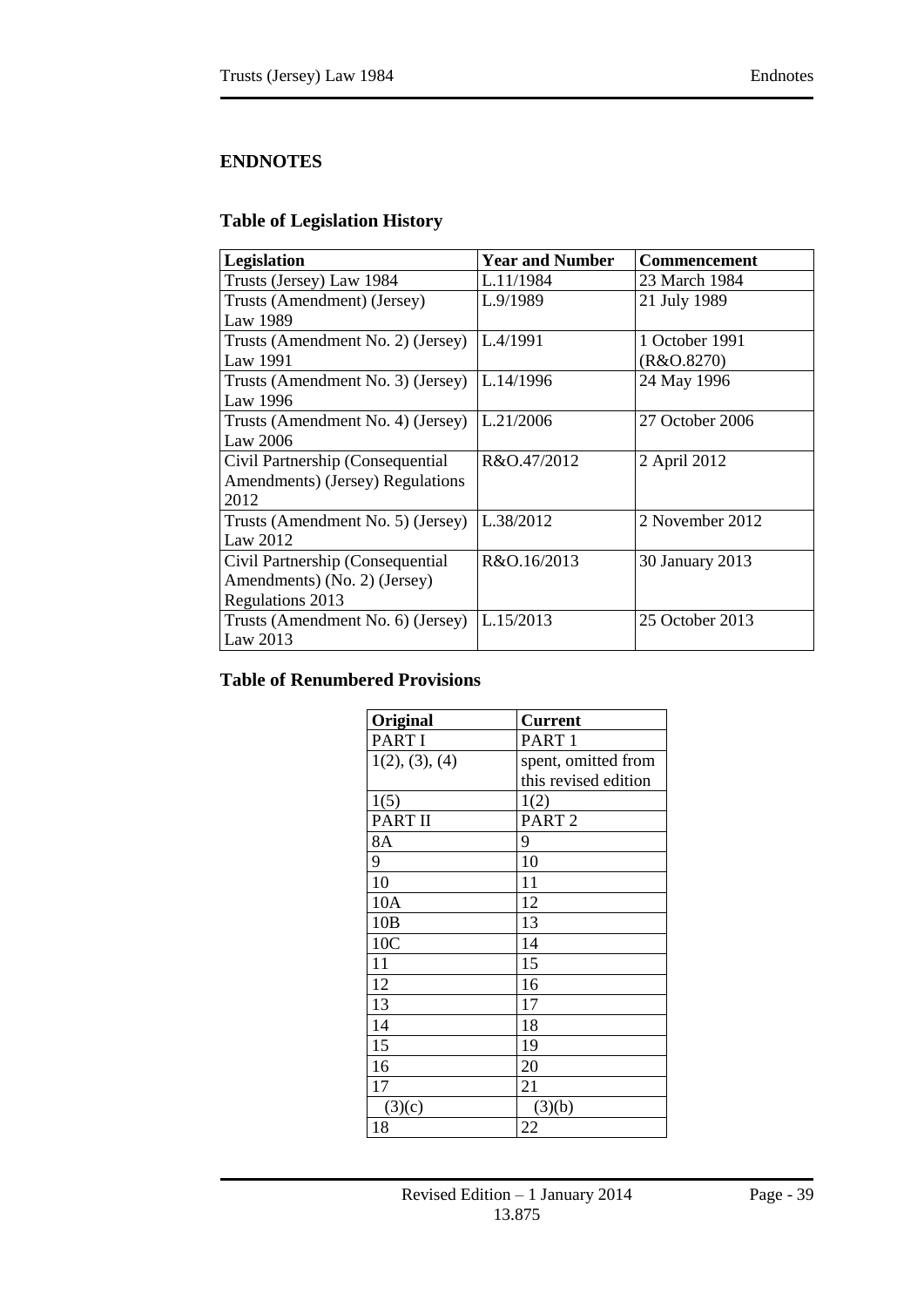## ENDNOTES

### Table of Legislation History

| Legislation | Year and Number | Commencement |
|---|---|---|
| Trusts (Jersey) Law 1984 | L.11/1984 | 23 March 1984 |
| Trusts (Amendment) (Jersey) Law 1989 | L.9/1989 | 21 July 1989 |
| Trusts (Amendment No. 2) (Jersey) Law 1991 | L.4/1991 | 1 October 1991 (R&O.8270) |
| Trusts (Amendment No. 3) (Jersey) Law 1996 | L.14/1996 | 24 May 1996 |
| Trusts (Amendment No. 4) (Jersey) Law 2006 | L.21/2006 | 27 October 2006 |
| Civil Partnership (Consequential Amendments) (Jersey) Regulations 2012 | R&O.47/2012 | 2 April 2012 |
| Trusts (Amendment No. 5) (Jersey) Law 2012 | L.38/2012 | 2 November 2012 |
| Civil Partnership (Consequential Amendments) (No. 2) (Jersey) Regulations 2013 | R&O.16/2013 | 30 January 2013 |
| Trusts (Amendment No. 6) (Jersey) Law 2013 | L.15/2013 | 25 October 2013 |

### Table of Renumbered Provisions

| Original | Current |
|---|---|
| PART I | PART 1 |
| 1(2), (3), (4) | spent, omitted from this revised edition |
| 1(5) | 1(2) |
| PART II | PART 2 |
| 8A | 9 |
| 9 | 10 |
| 10 | 11 |
| 10A | 12 |
| 10B | 13 |
| 10C | 14 |
| 11 | 15 |
| 12 | 16 |
| 13 | 17 |
| 14 | 18 |
| 15 | 19 |
| 16 | 20 |
| 17 | 21 |
| (3)(c) | (3)(b) |
| 18 | 22 |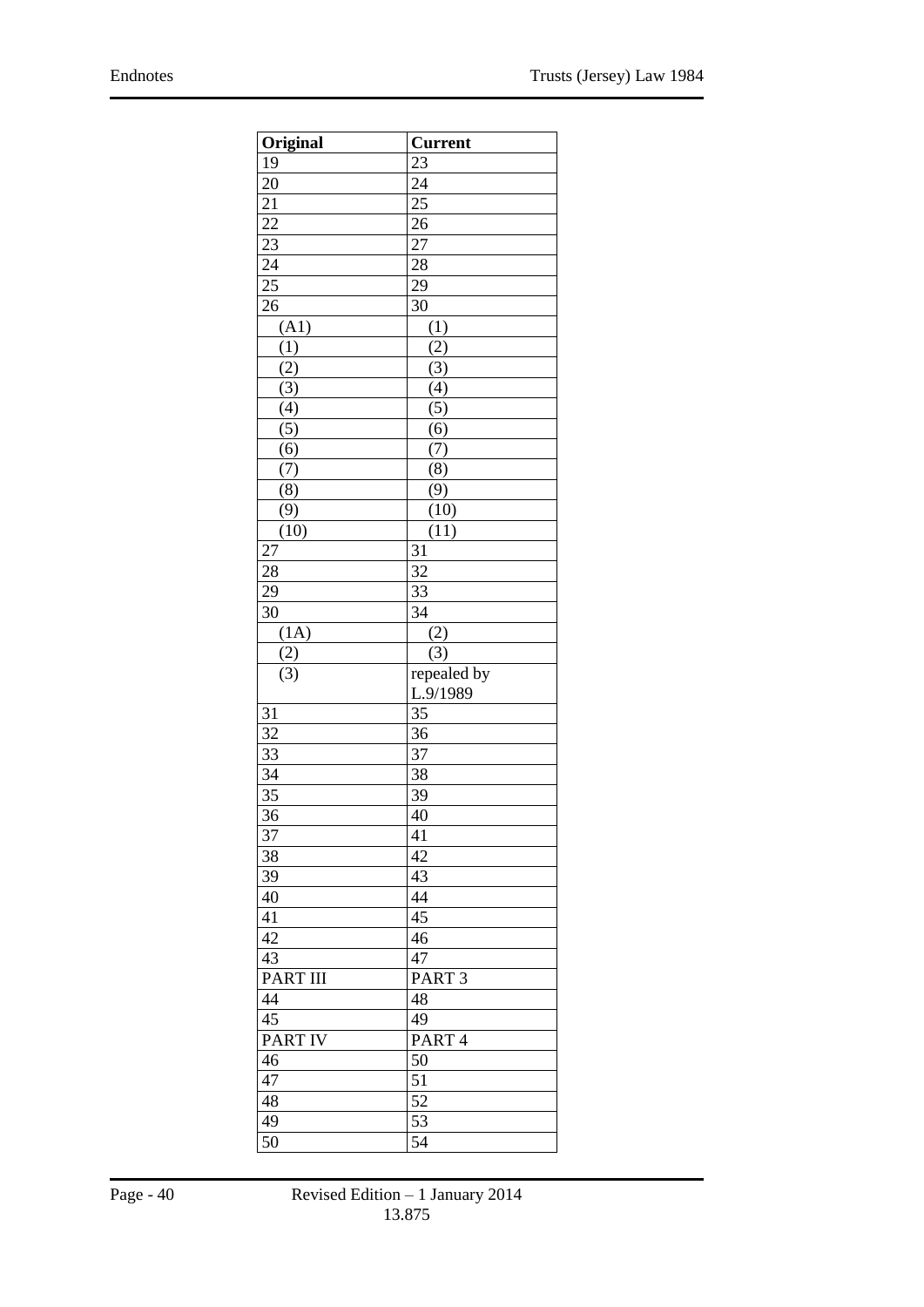| Original | Current |
|---|---|
| 19 | 23 |
| 20 | 24 |
| 21 | 25 |
| 22 | 26 |
| 23 | 27 |
| 24 | 28 |
| 25 | 29 |
| 26 | 30 |
| (A1) | (1) |
| (1) | (2) |
| (2) | (3) |
| (3) | (4) |
| (4) | (5) |
| (5) | (6) |
| (6) | (7) |
| (7) | (8) |
| (8) | (9) |
| (9) | (10) |
| (10) | (11) |
| 27 | 31 |
| 28 | 32 |
| 29 | 33 |
| 30 | 34 |
| (1A) | (2) |
| (2) | (3) |
| (3) | repealed by L.9/1989 |
| 31 | 35 |
| 32 | 36 |
| 33 | 37 |
| 34 | 38 |
| 35 | 39 |
| 36 | 40 |
| 37 | 41 |
| 38 | 42 |
| 39 | 43 |
| 40 | 44 |
| 41 | 45 |
| 42 | 46 |
| 43 | 47 |
| PART III | PART 3 |
| 44 | 48 |
| 45 | 49 |
| PART IV | PART 4 |
| 46 | 50 |
| 47 | 51 |
| 48 | 52 |
| 49 | 53 |
| 50 | 54 |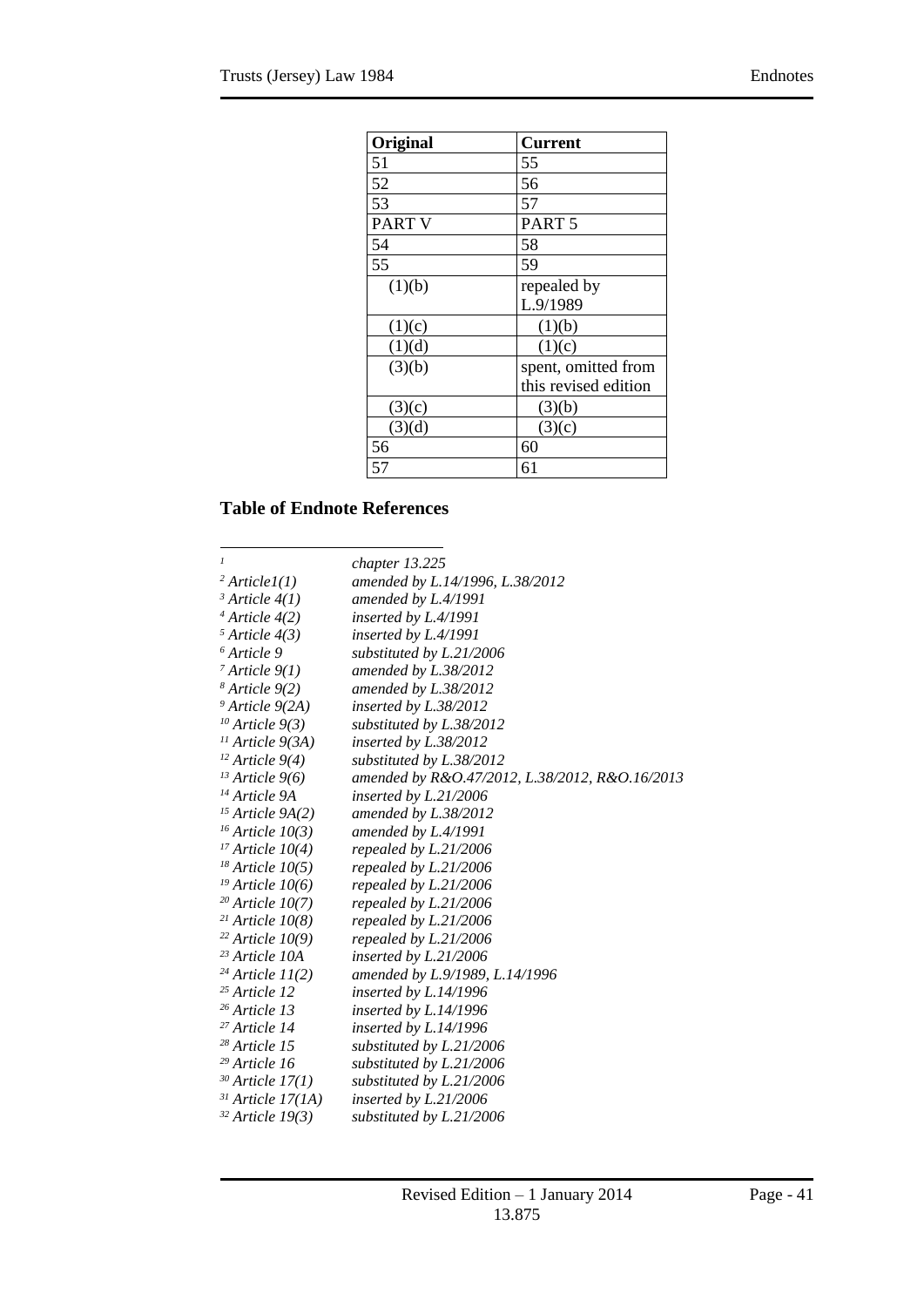| Original | Current |
| --- | --- |
| 51 | 55 |
| 52 | 56 |
| 53 | 57 |
| PART V | PART 5 |
| 54 | 58 |
| 55 | 59 |
| (1)(b) | repealed by L.9/1989 |
| (1)(c) | (1)(b) |
| (1)(d) | (1)(c) |
| (3)(b) | spent, omitted from this revised edition |
| (3)(c) | (3)(b) |
| (3)(d) | (3)(c) |
| 56 | 60 |
| 57 | 61 |

## Table of Endnote References

| | |
| --- | --- |
| [1] | *chapter 13.225* |
| [2] *Article1(1)* | *amended by L.14/1996, L.38/2012* |
| [3] *Article 4(1)* | *amended by L.4/1991* |
| [4] *Article 4(2)* | *inserted by L.4/1991* |
| [5] *Article 4(3)* | *inserted by L.4/1991* |
| [6] *Article 9* | *substituted by L.21/2006* |
| [7] *Article 9(1)* | *amended by L.38/2012* |
| [8] *Article 9(2)* | *amended by L.38/2012* |
| [9] *Article 9(2A)* | *inserted by L.38/2012* |
| [10] *Article 9(3)* | *substituted by L.38/2012* |
| [11] *Article 9(3A)* | *inserted by L.38/2012* |
| [12] *Article 9(4)* | *substituted by L.38/2012* |
| [13] *Article 9(6)* | *amended by R&O.47/2012, L.38/2012, R&O.16/2013* |
| [14] *Article 9A* | *inserted by L.21/2006* |
| [15] *Article 9A(2)* | *amended by L.38/2012* |
| [16] *Article 10(3)* | *amended by L.4/1991* |
| [17] *Article 10(4)* | *repealed by L.21/2006* |
| [18] *Article 10(5)* | *repealed by L.21/2006* |
| [19] *Article 10(6)* | *repealed by L.21/2006* |
| [20] *Article 10(7)* | *repealed by L.21/2006* |
| [21] *Article 10(8)* | *repealed by L.21/2006* |
| [22] *Article 10(9)* | *repealed by L.21/2006* |
| [23] *Article 10A* | *inserted by L.21/2006* |
| [24] *Article 11(2)* | *amended by L.9/1989, L.14/1996* |
| [25] *Article 12* | *inserted by L.14/1996* |
| [26] *Article 13* | *inserted by L.14/1996* |
| [27] *Article 14* | *inserted by L.14/1996* |
| [28] *Article 15* | *substituted by L.21/2006* |
| [29] *Article 16* | *substituted by L.21/2006* |
| [30] *Article 17(1)* | *substituted by L.21/2006* |
| [31] *Article 17(1A)* | *inserted by L.21/2006* |
| [32] *Article 19(3)* | *substituted by L.21/2006* |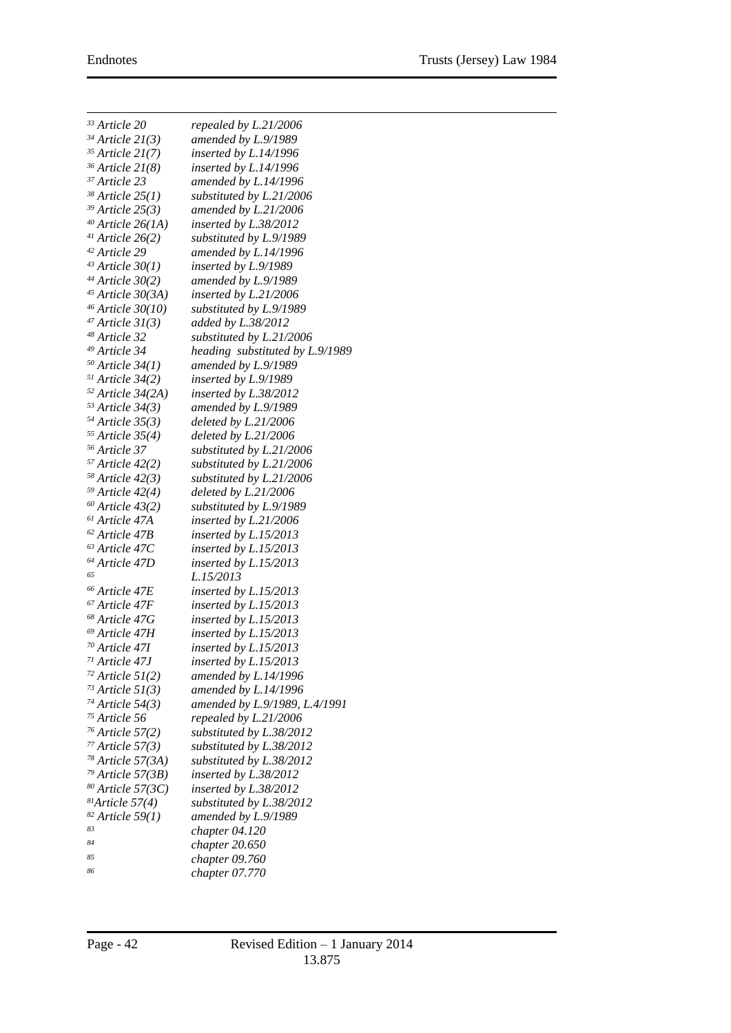| | |
|---|---|
| [33] Article 20 | repealed by L.21/2006 |
| [34] Article 21(3) | amended by L.9/1989 |
| [35] Article 21(7) | inserted by L.14/1996 |
| [36] Article 21(8) | inserted by L.14/1996 |
| [37] Article 23 | amended by L.14/1996 |
| [38] Article 25(1) | substituted by L.21/2006 |
| [39] Article 25(3) | amended by L.21/2006 |
| [40] Article 26(1A) | inserted by L.38/2012 |
| [41] Article 26(2) | substituted by L.9/1989 |
| [42] Article 29 | amended by L.14/1996 |
| [43] Article 30(1) | inserted by L.9/1989 |
| [44] Article 30(2) | amended by L.9/1989 |
| [45] Article 30(3A) | inserted by L.21/2006 |
| [46] Article 30(10) | substituted by L.9/1989 |
| [47] Article 31(3) | added by L.38/2012 |
| [48] Article 32 | substituted by L.21/2006 |
| [49] Article 34 | heading substituted by L.9/1989 |
| [50] Article 34(1) | amended by L.9/1989 |
| [51] Article 34(2) | inserted by L.9/1989 |
| [52] Article 34(2A) | inserted by L.38/2012 |
| [53] Article 34(3) | amended by L.9/1989 |
| [54] Article 35(3) | deleted by L.21/2006 |
| [55] Article 35(4) | deleted by L.21/2006 |
| [56] Article 37 | substituted by L.21/2006 |
| [57] Article 42(2) | substituted by L.21/2006 |
| [58] Article 42(3) | substituted by L.21/2006 |
| [59] Article 42(4) | deleted by L.21/2006 |
| [60] Article 43(2) | substituted by L.9/1989 |
| [61] Article 47A | inserted by L.21/2006 |
| [62] Article 47B | inserted by L.15/2013 |
| [63] Article 47C | inserted by L.15/2013 |
| [64] Article 47D | inserted by L.15/2013 |
| [65] | L.15/2013 |
| [66] Article 47E | inserted by L.15/2013 |
| [67] Article 47F | inserted by L.15/2013 |
| [68] Article 47G | inserted by L.15/2013 |
| [69] Article 47H | inserted by L.15/2013 |
| [70] Article 47I | inserted by L.15/2013 |
| [71] Article 47J | inserted by L.15/2013 |
| [72] Article 51(2) | amended by L.14/1996 |
| [73] Article 51(3) | amended by L.14/1996 |
| [74] Article 54(3) | amended by L.9/1989, L.4/1991 |
| [75] Article 56 | repealed by L.21/2006 |
| [76] Article 57(2) | substituted by L.38/2012 |
| [77] Article 57(3) | substituted by L.38/2012 |
| [78] Article 57(3A) | substituted by L.38/2012 |
| [79] Article 57(3B) | inserted by L.38/2012 |
| [80] Article 57(3C) | inserted by L.38/2012 |
| [81] Article 57(4) | substituted by L.38/2012 |
| [82] Article 59(1) | amended by L.9/1989 |
| [83] | chapter 04.120 |
| [84] | chapter 20.650 |
| [85] | chapter 09.760 |
| [86] | chapter 07.770 |